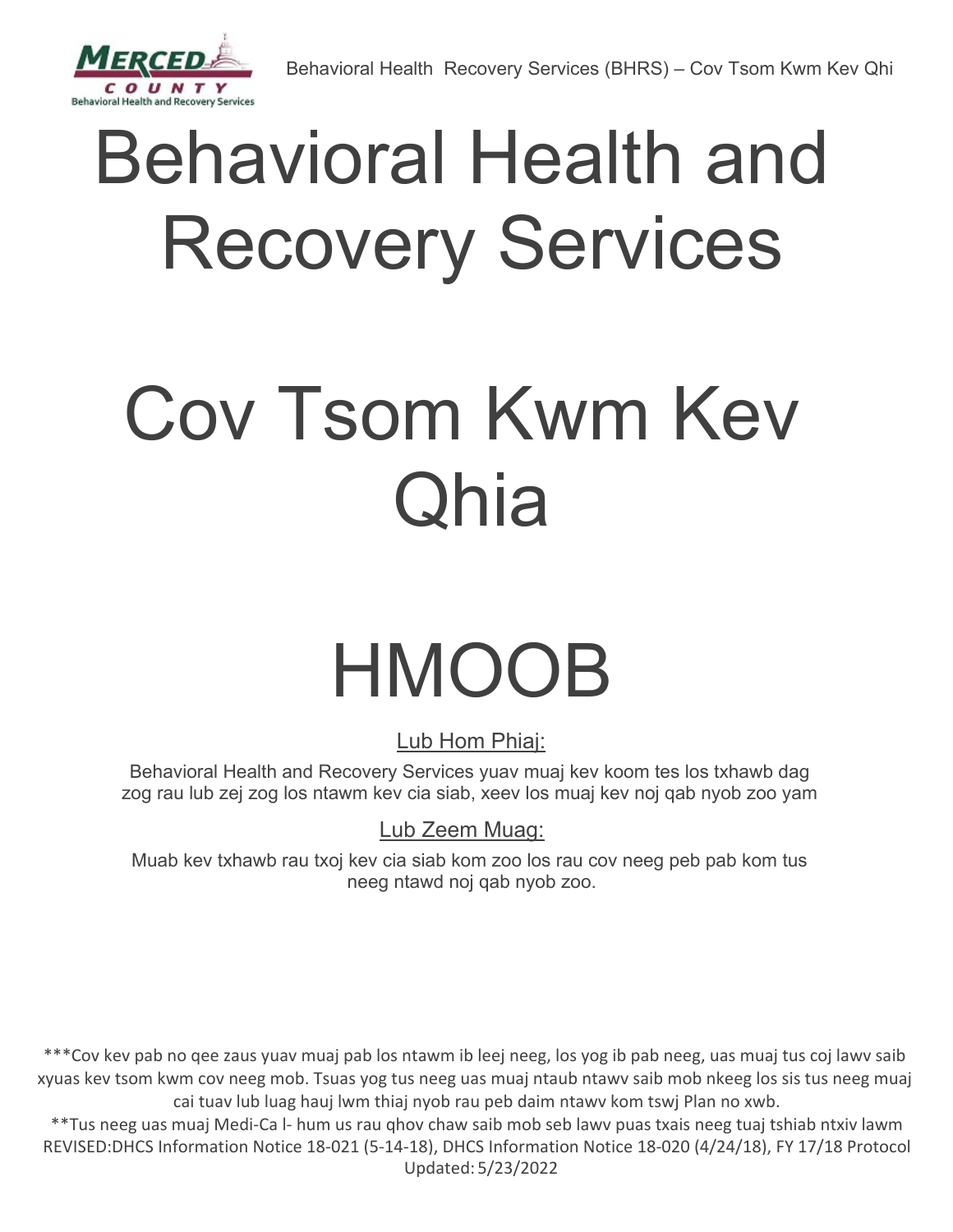# Behavioral Health and Recovery Services

# Cov Tsom Kwm Kev Qhia

# HMOOB

<u>Lub Hom Phiaj:</u>

Behavioral Health and Recovery Services yuav muaj kev koom tes los txhawb dag zog rau lub zej zog los ntawm kev cia siab, xeev los muaj kev noj qab nyob zoo yam

<u>Lub Zeem Muag:</u>

Muab kev txhawb rau txoj kev cia siab kom zoo los rau cov neeg peb pab kom tus neeg ntawd noj qab nyob zoo.

***Cov kev pab no qee zaus yuav muaj pab los ntawm ib leej neeg, los yog ib pab neeg, uas muaj tus coj lawv saib xyuas kev tsom kwm cov neeg mob. Tsuas yog tus neeg uas muaj ntaub ntawv saib mob nkeeg los sis tus neeg muaj cai tuav lub luag hauj lwm thiaj nyob rau peb daim ntawv kom tswj Plan no xwb.
**Tus neeg uas muaj Medi-Ca l- hum us rau qhov chaw saib mob seb lawv puas txais neeg tuaj tshiab ntxiv lawm
REVISED:DHCS Information Notice 18-021 (5-14-18), DHCS Information Notice 18-020 (4/24/18), FY 17/18 Protocol
Updated: 5/23/2022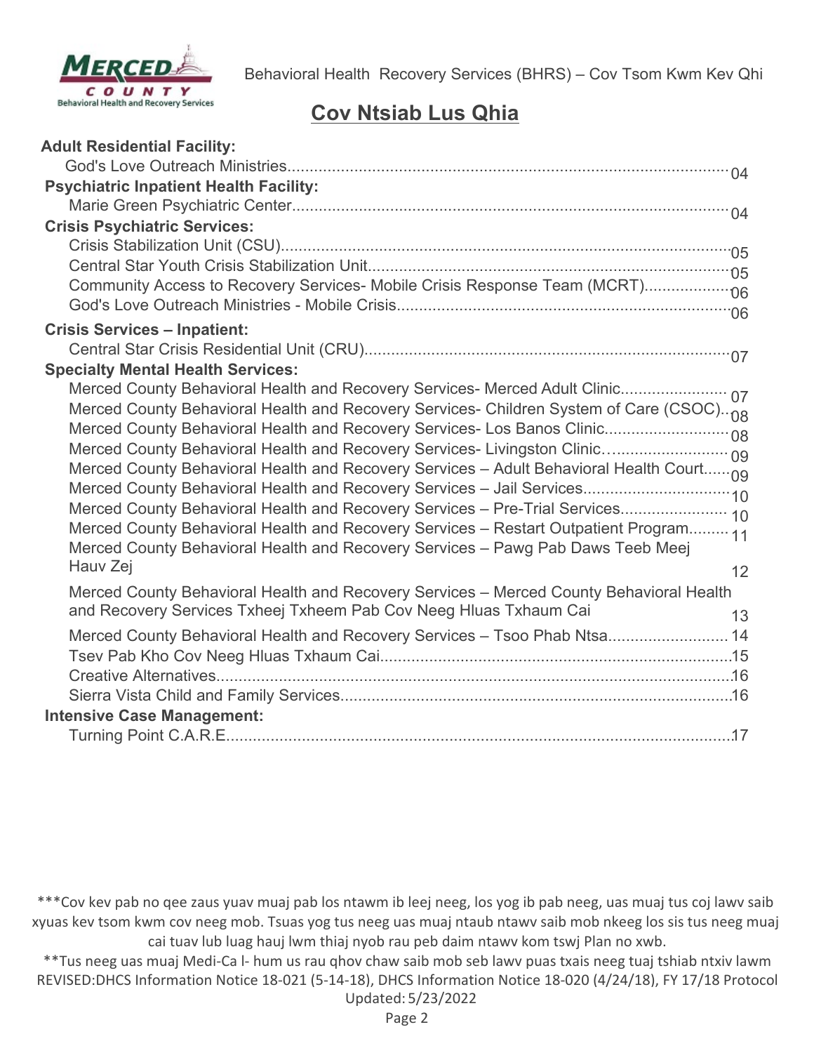## Cov Ntsiab Lus Qhia

**Adult Residential Facility:**
- God's Love Outreach Ministries .......... 04

**Psychiatric Inpatient Health Facility:**
- Marie Green Psychiatric Center .......... 04

**Crisis Psychiatric Services:**
- Crisis Stabilization Unit (CSU) .......... 05
- Central Star Youth Crisis Stabilization Unit .......... 05
- Community Access to Recovery Services- Mobile Crisis Response Team (MCRT) .......... 06
- God's Love Outreach Ministries - Mobile Crisis .......... 06

**Crisis Services – Inpatient:**
- Central Star Crisis Residential Unit (CRU) .......... 07

**Specialty Mental Health Services:**
- Merced County Behavioral Health and Recovery Services- Merced Adult Clinic .......... 07
- Merced County Behavioral Health and Recovery Services- Children System of Care (CSOC) .......... 08
- Merced County Behavioral Health and Recovery Services- Los Banos Clinic .......... 08
- Merced County Behavioral Health and Recovery Services- Livingston Clinic .......... 09
- Merced County Behavioral Health and Recovery Services – Adult Behavioral Health Court .......... 09
- Merced County Behavioral Health and Recovery Services – Jail Services .......... 10
- Merced County Behavioral Health and Recovery Services – Pre-Trial Services .......... 10
- Merced County Behavioral Health and Recovery Services – Restart Outpatient Program .......... 11
- Merced County Behavioral Health and Recovery Services – Pawg Pab Daws Teeb Meej Hauv Zej .......... 12
- Merced County Behavioral Health and Recovery Services – Merced County Behavioral Health and Recovery Services Txheej Txheem Pab Cov Neeg Hluas Txhaum Cai .......... 13
- Merced County Behavioral Health and Recovery Services – Tsoo Phab Ntsa .......... 14
- Tsev Pab Kho Cov Neeg Hluas Txhaum Cai .......... 15
- Creative Alternatives .......... 16
- Sierra Vista Child and Family Services .......... 16

**Intensive Case Management:**
- Turning Point C.A.R.E. .......... 17

***Cov kev pab no qee zaus yuav muaj pab los ntawm ib leej neeg, los yog ib pab neeg, uas muaj tus coj lawv saib xyuas kev tsom kwm cov neeg mob. Tsuas yog tus neeg uas muaj ntaub ntawv saib mob nkeeg los sis tus neeg muaj cai tuav lub luag hauj lwm thiaj nyob rau peb daim ntawv kom tswj Plan no xwb.

**Tus neeg uas muaj Medi-Ca l- hum us rau qhov chaw saib mob seb lawv puas txais neeg tuaj tshiab ntxiv lawm

REVISED:DHCS Information Notice 18-021 (5-14-18), DHCS Information Notice 18-020 (4/24/18), FY 17/18 Protocol

Updated: 5/23/2022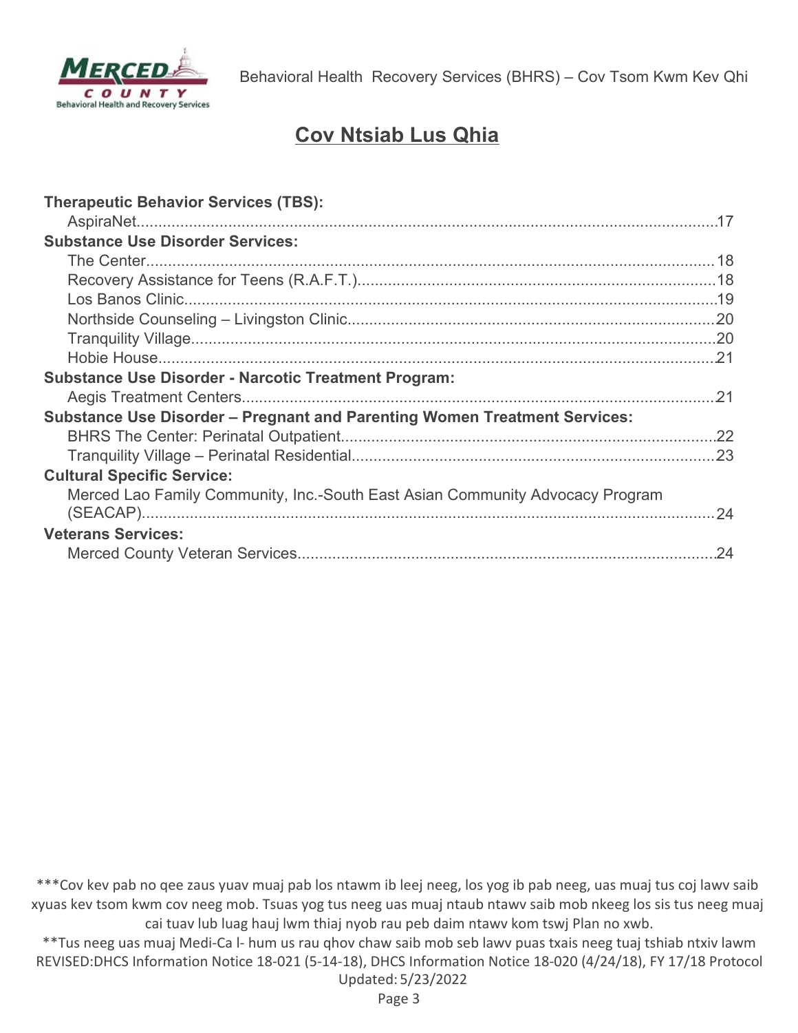## Cov Ntsiab Lus Qhia

**Therapeutic Behavior Services (TBS):**
- AspiraNet....17

**Substance Use Disorder Services:**
- The Center....18
- Recovery Assistance for Teens (R.A.F.T.)....18
- Los Banos Clinic....19
- Northside Counseling – Livingston Clinic....20
- Tranquility Village....20
- Hobie House....21

**Substance Use Disorder - Narcotic Treatment Program:**
- Aegis Treatment Centers....21

**Substance Use Disorder – Pregnant and Parenting Women Treatment Services:**
- BHRS The Center: Perinatal Outpatient....22
- Tranquility Village – Perinatal Residential....23

**Cultural Specific Service:**
- Merced Lao Family Community, Inc.-South East Asian Community Advocacy Program (SEACAP)....24

**Veterans Services:**
- Merced County Veteran Services....24

***Cov kev pab no qee zaus yuav muaj pab los ntawm ib leej neeg, los yog ib pab neeg, uas muaj tus coj lawv saib xyuas kev tsom kwm cov neeg mob. Tsuas yog tus neeg uas muaj ntaub ntawv saib mob nkeeg los sis tus neeg muaj cai tuav lub luag hauj lwm thiaj nyob rau peb daim ntawv kom tswj Plan no xwb.

**Tus neeg uas muaj Medi-Ca l- hum us rau qhov chaw saib mob seb lawv puas txais neeg tuaj tshiab ntxiv lawm

REVISED:DHCS Information Notice 18-021 (5-14-18), DHCS Information Notice 18-020 (4/24/18), FY 17/18 Protocol

Updated: 5/23/2022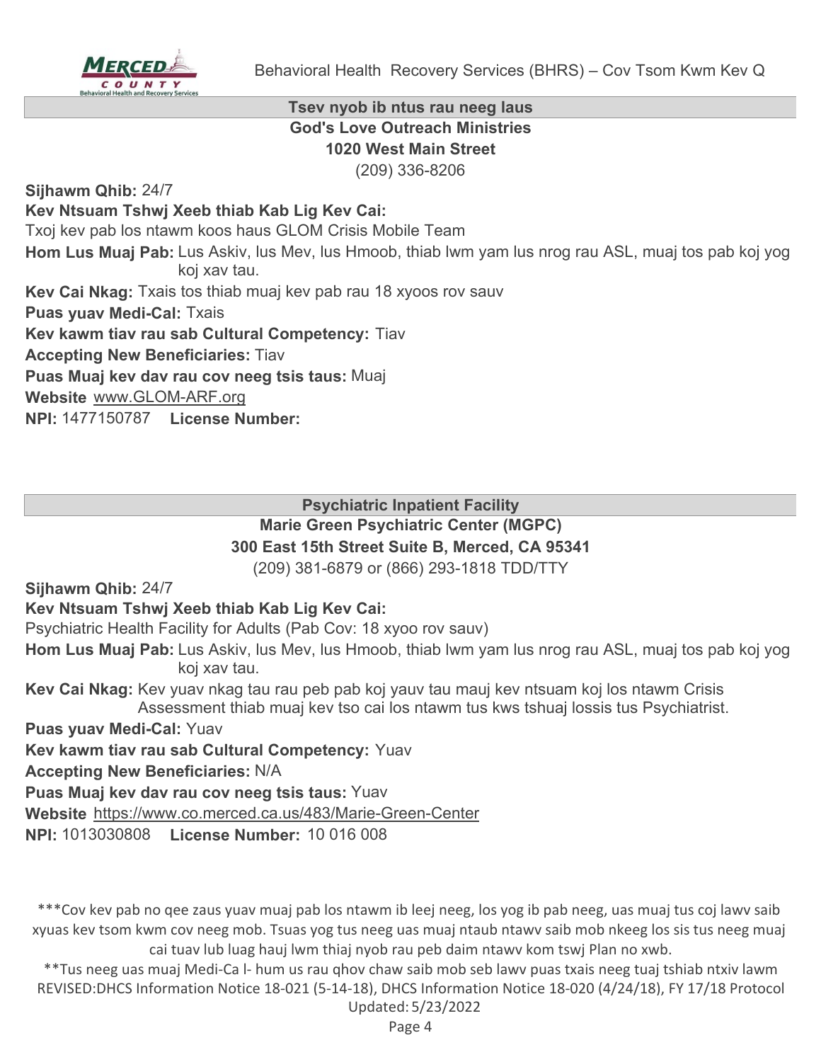## Tsev nyob ib ntus rau neeg laus

**God's Love Outreach Ministries**
**1020 West Main Street**
(209) 336-8206

**Sijhawm Qhib:** 24/7

**Kev Ntsuam Tshwj Xeeb thiab Kab Lig Kev Cai:**
Txoj kev pab los ntawm koos haus GLOM Crisis Mobile Team

**Hom Lus Muaj Pab:** Lus Askiv, lus Mev, lus Hmoob, thiab lwm yam lus nrog rau ASL, muaj tos pab koj yog koj xav tau.

**Kev Cai Nkag:** Txais tos thiab muaj kev pab rau 18 xyoos rov sauv

**Puas yuav Medi-Cal:** Txais

**Kev kawm tiav rau sab Cultural Competency:** Tiav

**Accepting New Beneficiaries:** Tiav

**Puas Muaj kev dav rau cov neeg tsis taus:** Muaj

**Website** www.GLOM-ARF.org

**NPI:** 1477150787 **License Number:**

## Psychiatric Inpatient Facility

**Marie Green Psychiatric Center (MGPC)**
**300 East 15th Street Suite B, Merced, CA 95341**
(209) 381-6879 or (866) 293-1818 TDD/TTY

**Sijhawm Qhib:** 24/7

**Kev Ntsuam Tshwj Xeeb thiab Kab Lig Kev Cai:**
Psychiatric Health Facility for Adults (Pab Cov: 18 xyoo rov sauv)

**Hom Lus Muaj Pab:** Lus Askiv, lus Mev, lus Hmoob, thiab lwm yam lus nrog rau ASL, muaj tos pab koj yog koj xav tau.

**Kev Cai Nkag:** Kev yuav nkag tau rau peb pab koj yauv tau mauj kev ntsuam koj los ntawm Crisis Assessment thiab muaj kev tso cai los ntawm tus kws tshuaj lossis tus Psychiatrist.

**Puas yuav Medi-Cal:** Yuav

**Kev kawm tiav rau sab Cultural Competency:** Yuav

**Accepting New Beneficiaries:** N/A

**Puas Muaj kev dav rau cov neeg tsis taus:** Yuav

**Website** https://www.co.merced.ca.us/483/Marie-Green-Center

**NPI:** 1013030808 **License Number:** 10 016 008

***Cov kev pab no qee zaus yuav muaj pab los ntawm ib leej neeg, los yog ib pab neeg, uas muaj tus coj lawv saib xyuas kev tsom kwm cov neeg mob. Tsuas yog tus neeg uas muaj ntaub ntawv saib mob nkeeg los sis tus neeg muaj cai tuav lub luag hauj lwm thiaj nyob rau peb daim ntawv kom tswj Plan no xwb.

**Tus neeg uas muaj Medi-Ca l- hum us rau qhov chaw saib mob seb lawv puas txais neeg tuaj tshiab ntxiv lawm

REVISED:DHCS Information Notice 18-021 (5-14-18), DHCS Information Notice 18-020 (4/24/18), FY 17/18 Protocol
Updated: 5/23/2022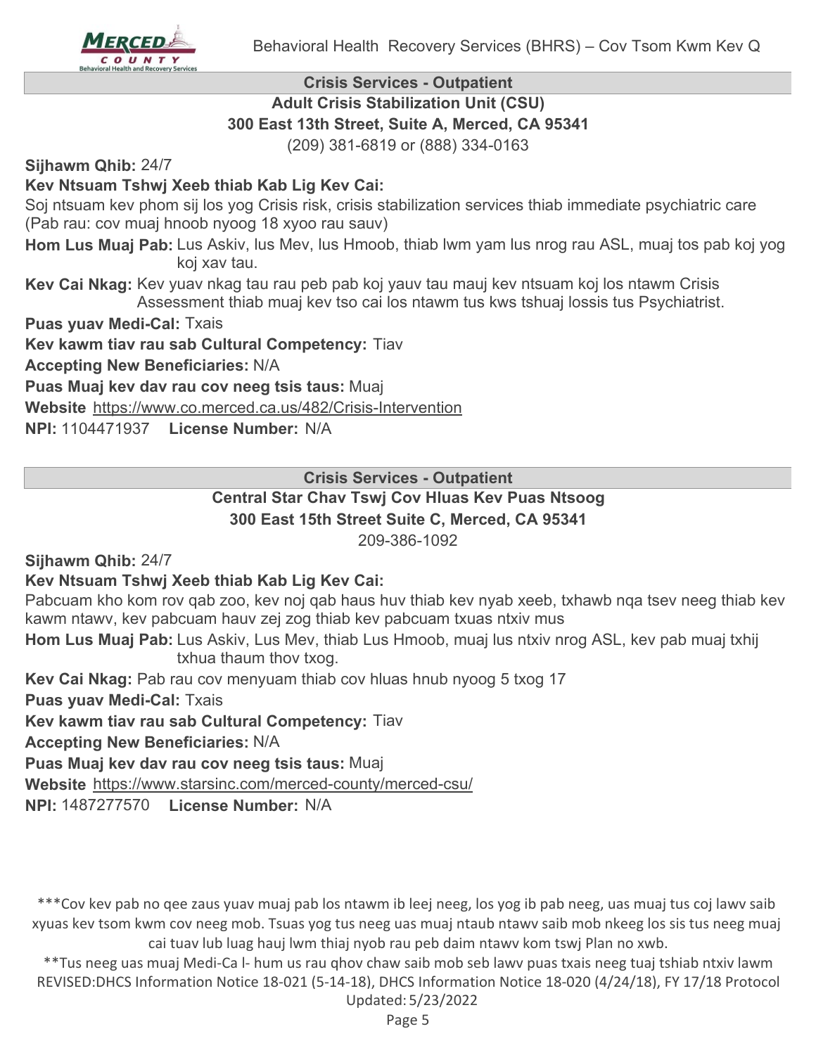## Crisis Services - Outpatient

### Adult Crisis Stabilization Unit (CSU)

**300 East 13th Street, Suite A, Merced, CA 95341**

(209) 381-6819 or (888) 334-0163

**Sijhawm Qhib:** 24/7

**Kev Ntsuam Tshwj Xeeb thiab Kab Lig Kev Cai:**

Soj ntsuam kev phom sij los yog Crisis risk, crisis stabilization services thiab immediate psychiatric care (Pab rau: cov muaj hnoob nyoog 18 xyoo rau sauv)

**Hom Lus Muaj Pab:** Lus Askiv, lus Mev, lus Hmoob, thiab lwm yam lus nrog rau ASL, muaj tos pab koj yog koj xav tau.

**Kev Cai Nkag:** Kev yuav nkag tau rau peb pab koj yauv tau mauj kev ntsuam koj los ntawm Crisis Assessment thiab muaj kev tso cai los ntawm tus kws tshuaj lossis tus Psychiatrist.

**Puas yuav Medi-Cal:** Txais

**Kev kawm tiav rau sab Cultural Competency:** Tiav

**Accepting New Beneficiaries:** N/A

**Puas Muaj kev dav rau cov neeg tsis taus:** Muaj

**Website** https://www.co.merced.ca.us/482/Crisis-Intervention

**NPI:** 1104471937 **License Number:** N/A

## Crisis Services - Outpatient

### Central Star Chav Tswj Cov Hluas Kev Puas Ntsoog

**300 East 15th Street Suite C, Merced, CA 95341**

209-386-1092

**Sijhawm Qhib:** 24/7

**Kev Ntsuam Tshwj Xeeb thiab Kab Lig Kev Cai:**

Pabcuam kho kom rov qab zoo, kev noj qab haus huv thiab kev nyab xeeb, txhawb nqa tsev neeg thiab kev kawm ntawv, kev pabcuam hauv zej zog thiab kev pabcuam txuas ntxiv mus

**Hom Lus Muaj Pab:** Lus Askiv, Lus Mev, thiab Lus Hmoob, muaj lus ntxiv nrog ASL, kev pab muaj txhij txhua thaum thov txog.

**Kev Cai Nkag:** Pab rau cov menyuam thiab cov hluas hnub nyoog 5 txog 17

**Puas yuav Medi-Cal:** Txais

**Kev kawm tiav rau sab Cultural Competency:** Tiav

**Accepting New Beneficiaries:** N/A

**Puas Muaj kev dav rau cov neeg tsis taus:** Muaj

**Website** https://www.starsinc.com/merced-county/merced-csu/

**NPI:** 1487277570 **License Number:** N/A

***Cov kev pab no qee zaus yuav muaj pab los ntawm ib leej neeg, los yog ib pab neeg, uas muaj tus coj lawv saib xyuas kev tsom kwm cov neeg mob. Tsuas yog tus neeg uas muaj ntaub ntawv saib mob nkeeg los sis tus neeg muaj cai tuav lub luag hauj lwm thiaj nyob rau peb daim ntawv kom tswj Plan no xwb.

**Tus neeg uas muaj Medi-Ca l- hum us rau qhov chaw saib mob seb lawv puas txais neeg tuaj tshiab ntxiv lawm

REVISED:DHCS Information Notice 18-021 (5-14-18), DHCS Information Notice 18-020 (4/24/18), FY 17/18 Protocol Updated: 5/23/2022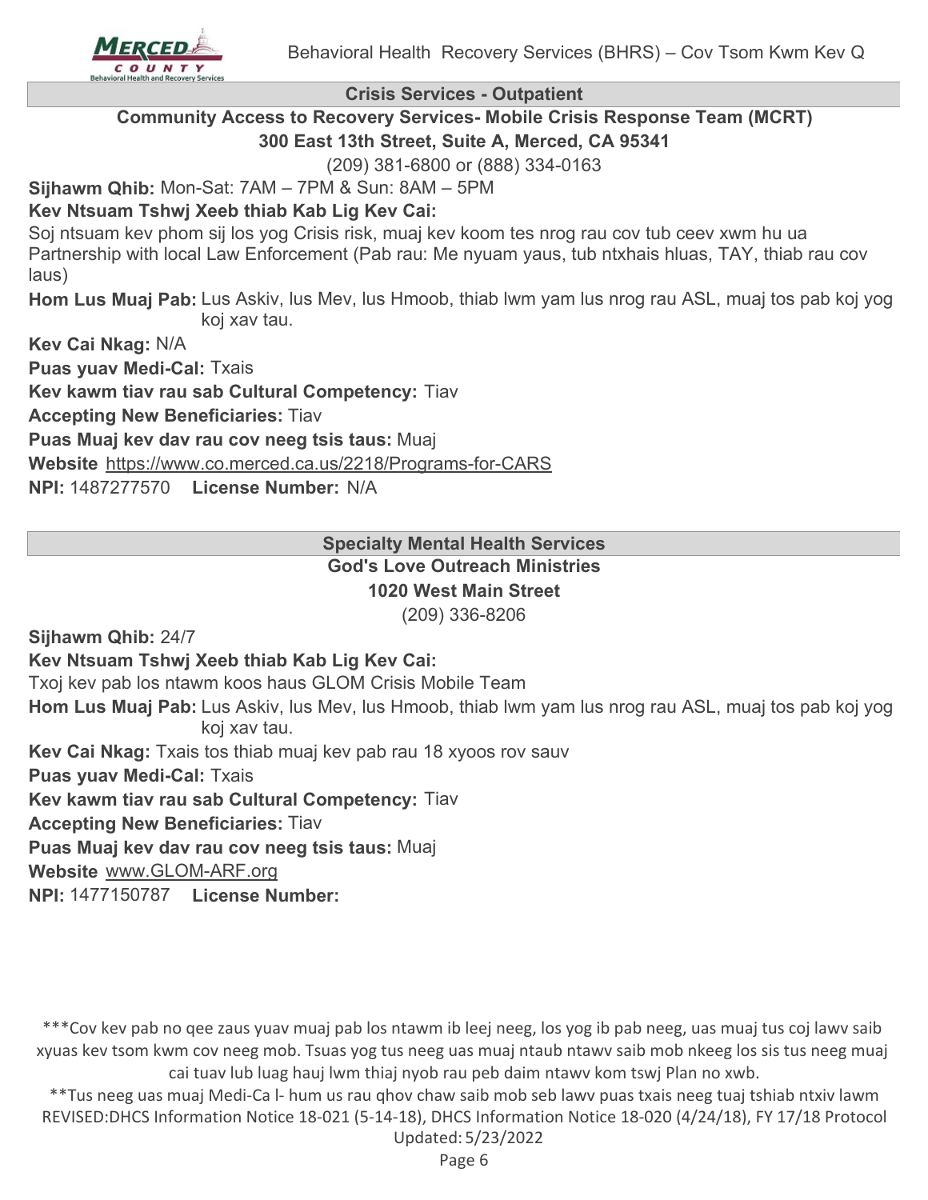## Crisis Services - Outpatient

### Community Access to Recovery Services- Mobile Crisis Response Team (MCRT)

**300 East 13th Street, Suite A, Merced, CA 95341**

(209) 381-6800 or (888) 334-0163

**Sijhawm Qhib:** Mon-Sat: 7AM – 7PM & Sun: 8AM – 5PM

**Kev Ntsuam Tshwj Xeeb thiab Kab Lig Kev Cai:**

Soj ntsuam kev phom sij los yog Crisis risk, muaj kev koom tes nrog rau cov tub ceev xwm hu ua Partnership with local Law Enforcement (Pab rau: Me nyuam yaus, tub ntxhais hluas, TAY, thiab rau cov laus)

**Hom Lus Muaj Pab:** Lus Askiv, lus Mev, lus Hmoob, thiab lwm yam lus nrog rau ASL, muaj tos pab koj yog koj xav tau.

**Kev Cai Nkag:** N/A

**Puas yuav Medi-Cal:** Txais

**Kev kawm tiav rau sab Cultural Competency:** Tiav

**Accepting New Beneficiaries:** Tiav

**Puas Muaj kev dav rau cov neeg tsis taus:** Muaj

**Website** https://www.co.merced.ca.us/2218/Programs-for-CARS

**NPI:** 1487277570 **License Number:** N/A

## Specialty Mental Health Services

### God's Love Outreach Ministries

**1020 West Main Street**

(209) 336-8206

**Sijhawm Qhib:** 24/7

**Kev Ntsuam Tshwj Xeeb thiab Kab Lig Kev Cai:**

Txoj kev pab los ntawm koos haus GLOM Crisis Mobile Team

**Hom Lus Muaj Pab:** Lus Askiv, lus Mev, lus Hmoob, thiab lwm yam lus nrog rau ASL, muaj tos pab koj yog koj xav tau.

**Kev Cai Nkag:** Txais tos thiab muaj kev pab rau 18 xyoos rov sauv

**Puas yuav Medi-Cal:** Txais

**Kev kawm tiav rau sab Cultural Competency:** Tiav

**Accepting New Beneficiaries:** Tiav

**Puas Muaj kev dav rau cov neeg tsis taus:** Muaj

**Website** www.GLOM-ARF.org

**NPI:** 1477150787 **License Number:**

***Cov kev pab no qee zaus yuav muaj pab los ntawm ib leej neeg, los yog ib pab neeg, uas muaj tus coj lawv saib xyuas kev tsom kwm cov neeg mob. Tsuas yog tus neeg uas muaj ntaub ntawv saib mob nkeeg los sis tus neeg muaj cai tuav lub luag hauj lwm thiaj nyob rau peb daim ntawv kom tswj Plan no xwb.

**Tus neeg uas muaj Medi-Ca l- hum us rau qhov chaw saib mob seb lawv puas txais neeg tuaj tshiab ntxiv lawm

REVISED:DHCS Information Notice 18-021 (5-14-18), DHCS Information Notice 18-020 (4/24/18), FY 17/18 Protocol

Updated: 5/23/2022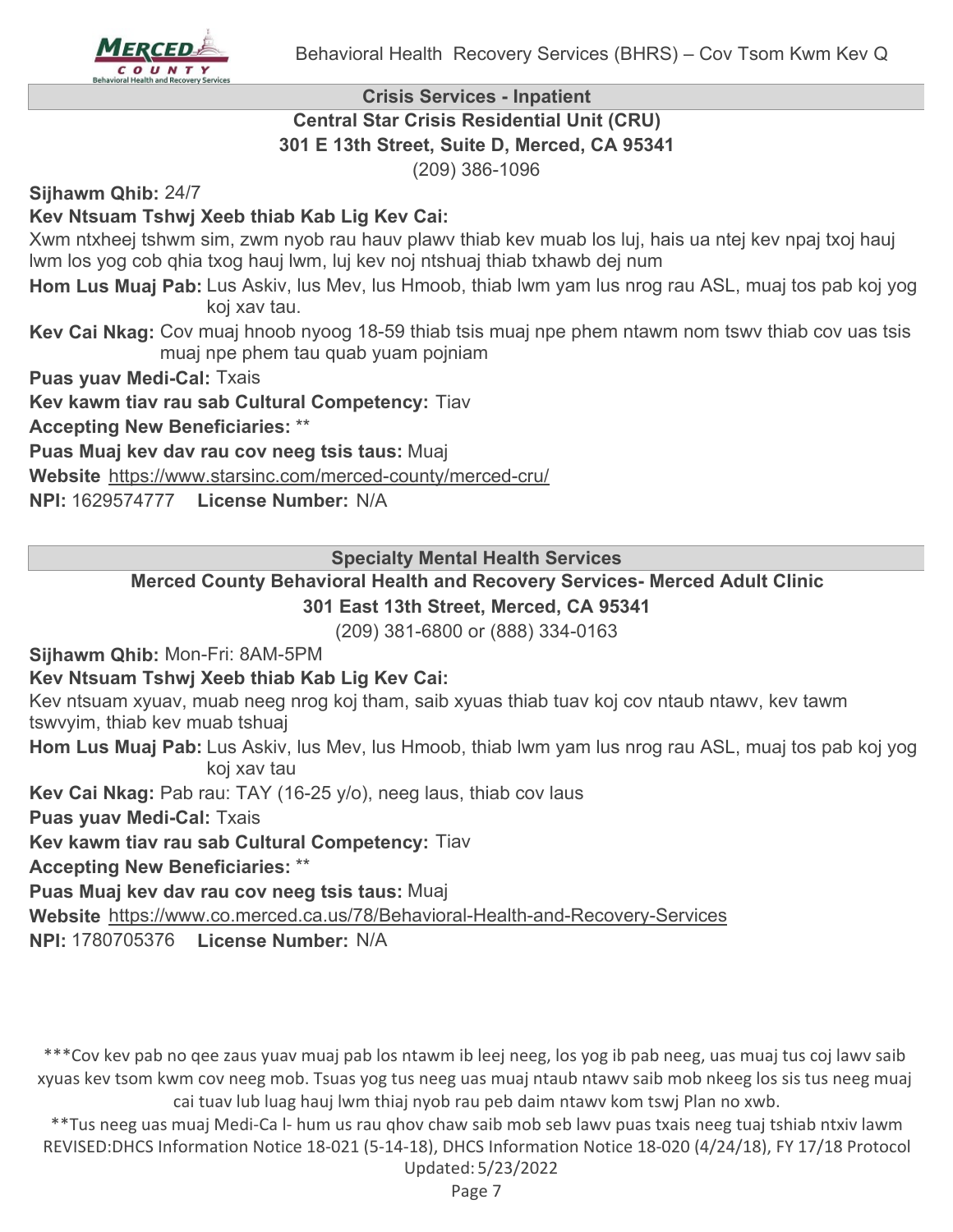## Crisis Services - Inpatient

### Central Star Crisis Residential Unit (CRU)

**301 E 13th Street, Suite D, Merced, CA 95341**

(209) 386-1096

**Sijhawm Qhib:** 24/7

**Kev Ntsuam Tshwj Xeeb thiab Kab Lig Kev Cai:**

Xwm ntxheej tshwm sim, zwm nyob rau hauv plawv thiab kev muab los luj, hais ua ntej kev npaj txoj hauj lwm los yog cob qhia txog hauj lwm, luj kev noj ntshuaj thiab txhawb dej num

**Hom Lus Muaj Pab:** Lus Askiv, lus Mev, lus Hmoob, thiab lwm yam lus nrog rau ASL, muaj tos pab koj yog koj xav tau.

**Kev Cai Nkag:** Cov muaj hnoob nyoog 18-59 thiab tsis muaj npe phem ntawm nom tswv thiab cov uas tsis muaj npe phem tau quab yuam pojniam

**Puas yuav Medi-Cal:** Txais

**Kev kawm tiav rau sab Cultural Competency:** Tiav

**Accepting New Beneficiaries:** **

**Puas Muaj kev dav rau cov neeg tsis taus:** Muaj

**Website** https://www.starsinc.com/merced-county/merced-cru/

**NPI:** 1629574777 **License Number:** N/A

## Specialty Mental Health Services

### Merced County Behavioral Health and Recovery Services- Merced Adult Clinic

**301 East 13th Street, Merced, CA 95341**

(209) 381-6800 or (888) 334-0163

**Sijhawm Qhib:** Mon-Fri: 8AM-5PM

**Kev Ntsuam Tshwj Xeeb thiab Kab Lig Kev Cai:**

Kev ntsuam xyuav, muab neeg nrog koj tham, saib xyuas thiab tuav koj cov ntaub ntawv, kev tawm tswvyim, thiab kev muab tshuaj

**Hom Lus Muaj Pab:** Lus Askiv, lus Mev, lus Hmoob, thiab lwm yam lus nrog rau ASL, muaj tos pab koj yog koj xav tau

**Kev Cai Nkag:** Pab rau: TAY (16-25 y/o), neeg laus, thiab cov laus

**Puas yuav Medi-Cal:** Txais

**Kev kawm tiav rau sab Cultural Competency:** Tiav

**Accepting New Beneficiaries:** **

**Puas Muaj kev dav rau cov neeg tsis taus:** Muaj

**Website** https://www.co.merced.ca.us/78/Behavioral-Health-and-Recovery-Services

**NPI:** 1780705376 **License Number:** N/A

***Cov kev pab no qee zaus yuav muaj pab los ntawm ib leej neeg, los yog ib pab neeg, uas muaj tus coj lawv saib xyuas kev tsom kwm cov neeg mob. Tsuas yog tus neeg uas muaj ntaub ntawv saib mob nkeeg los sis tus neeg muaj cai tuav lub luag hauj lwm thiaj nyob rau peb daim ntawv kom tswj Plan no xwb.

**Tus neeg uas muaj Medi-Ca l- hum us rau qhov chaw saib mob seb lawv puas txais neeg tuaj tshiab ntxiv lawm

REVISED:DHCS Information Notice 18-021 (5-14-18), DHCS Information Notice 18-020 (4/24/18), FY 17/18 Protocol Updated: 5/23/2022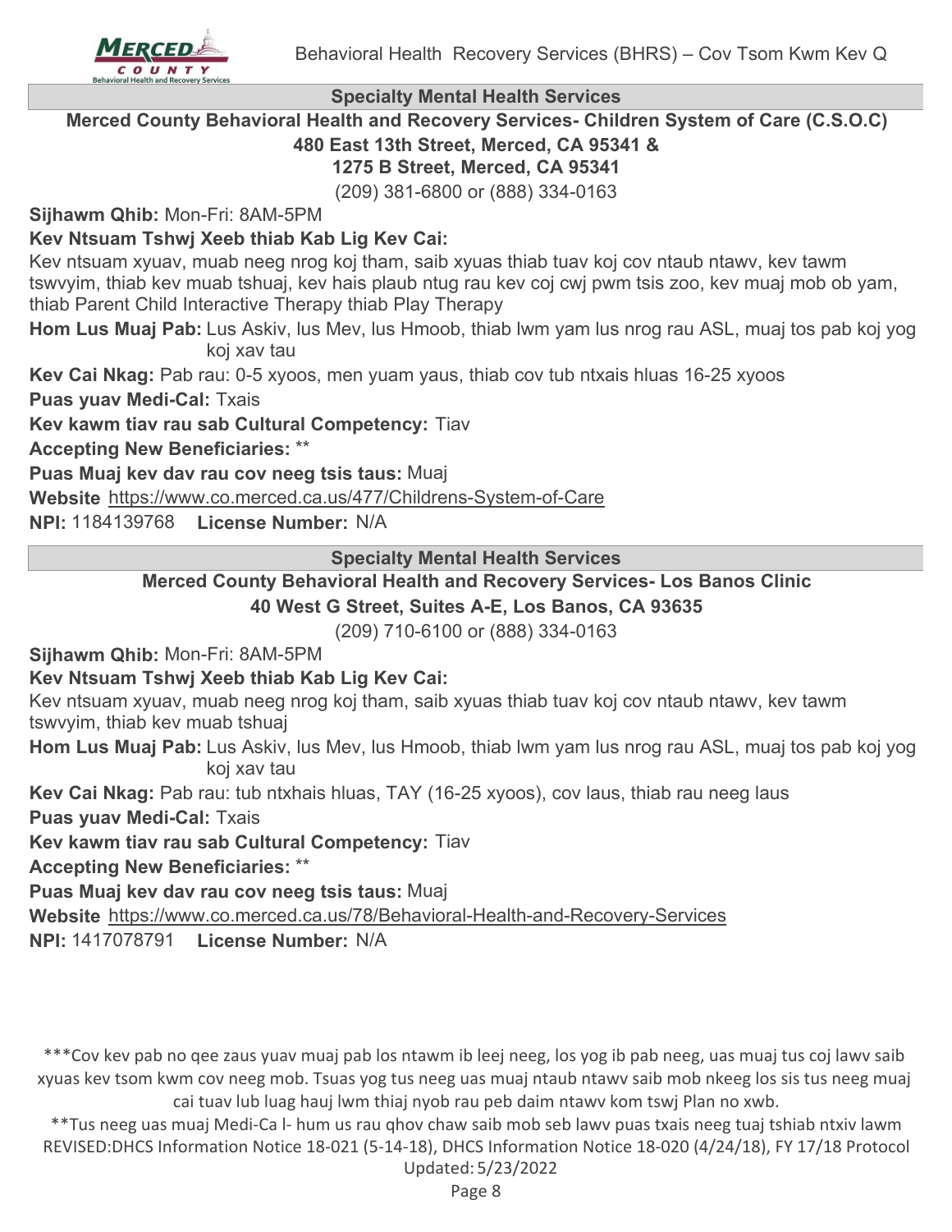## Specialty Mental Health Services

### Merced County Behavioral Health and Recovery Services- Children System of Care (C.S.O.C)

**480 East 13th Street, Merced, CA 95341 &**
**1275 B Street, Merced, CA 95341**
(209) 381-6800 or (888) 334-0163

**Sijhawm Qhib:** Mon-Fri: 8AM-5PM

**Kev Ntsuam Tshwj Xeeb thiab Kab Lig Kev Cai:**
Kev ntsuam xyuav, muab neeg nrog koj tham, saib xyuas thiab tuav koj cov ntaub ntawv, kev tawm tswvyim, thiab kev muab tshuaj, kev hais plaub ntug rau kev coj cwj pwm tsis zoo, kev muaj mob ob yam, thiab Parent Child Interactive Therapy thiab Play Therapy

**Hom Lus Muaj Pab:** Lus Askiv, lus Mev, lus Hmoob, thiab lwm yam lus nrog rau ASL, muaj tos pab koj yog koj xav tau

**Kev Cai Nkag:** Pab rau: 0-5 xyoos, men yuam yaus, thiab cov tub ntxais hluas 16-25 xyoos

**Puas yuav Medi-Cal:** Txais

**Kev kawm tiav rau sab Cultural Competency:** Tiav

**Accepting New Beneficiaries:** **

**Puas Muaj kev dav rau cov neeg tsis taus:** Muaj

**Website** https://www.co.merced.ca.us/477/Childrens-System-of-Care

**NPI:** 1184139768 **License Number:** N/A

## Specialty Mental Health Services

### Merced County Behavioral Health and Recovery Services- Los Banos Clinic

**40 West G Street, Suites A-E, Los Banos, CA 93635**
(209) 710-6100 or (888) 334-0163

**Sijhawm Qhib:** Mon-Fri: 8AM-5PM

**Kev Ntsuam Tshwj Xeeb thiab Kab Lig Kev Cai:**
Kev ntsuam xyuav, muab neeg nrog koj tham, saib xyuas thiab tuav koj cov ntaub ntawv, kev tawm tswvyim, thiab kev muab tshuaj

**Hom Lus Muaj Pab:** Lus Askiv, lus Mev, lus Hmoob, thiab lwm yam lus nrog rau ASL, muaj tos pab koj yog koj xav tau

**Kev Cai Nkag:** Pab rau: tub ntxhais hluas, TAY (16-25 xyoos), cov laus, thiab rau neeg laus

**Puas yuav Medi-Cal:** Txais

**Kev kawm tiav rau sab Cultural Competency:** Tiav

**Accepting New Beneficiaries:** **

**Puas Muaj kev dav rau cov neeg tsis taus:** Muaj

**Website** https://www.co.merced.ca.us/78/Behavioral-Health-and-Recovery-Services

**NPI:** 1417078791 **License Number:** N/A

***Cov kev pab no qee zaus yuav muaj pab los ntawm ib leej neeg, los yog ib pab neeg, uas muaj tus coj lawv saib xyuas kev tsom kwm cov neeg mob. Tsuas yog tus neeg uas muaj ntaub ntawv saib mob nkeeg los sis tus neeg muaj cai tuav lub luag hauj lwm thiaj nyob rau peb daim ntawv kom tswj Plan no xwb.

**Tus neeg uas muaj Medi-Ca l- hum us rau qhov chaw saib mob seb lawv puas txais neeg tuaj tshiab ntxiv lawm

REVISED:DHCS Information Notice 18-021 (5-14-18), DHCS Information Notice 18-020 (4/24/18), FY 17/18 Protocol
Updated: 5/23/2022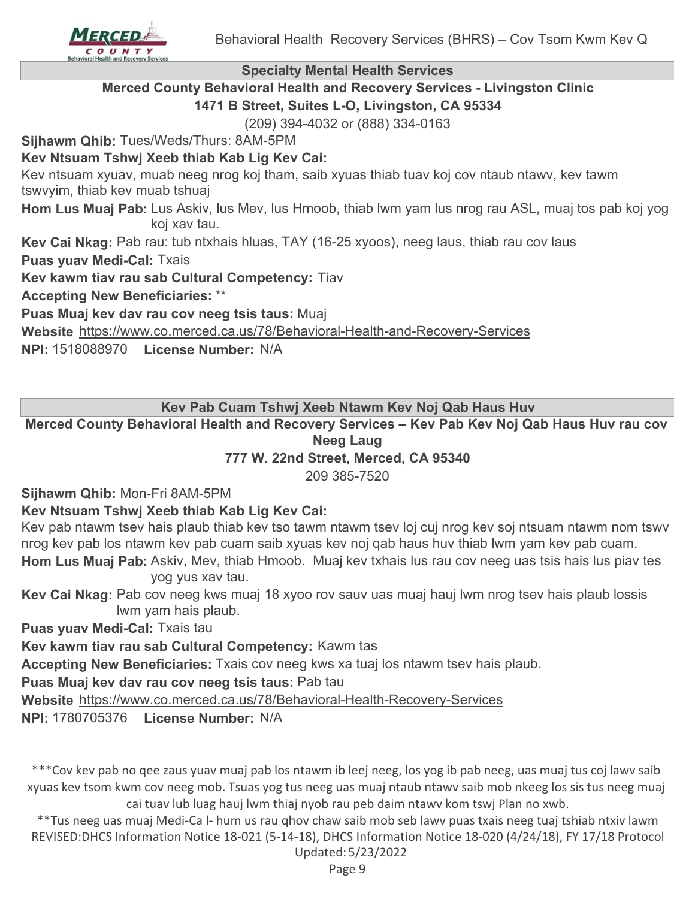## Specialty Mental Health Services

### Merced County Behavioral Health and Recovery Services - Livingston Clinic

**1471 B Street, Suites L-O, Livingston, CA 95334**

(209) 394-4032 or (888) 334-0163

**Sijhawm Qhib:** Tues/Weds/Thurs: 8AM-5PM

**Kev Ntsuam Tshwj Xeeb thiab Kab Lig Kev Cai:**

Kev ntsuam xyuav, muab neeg nrog koj tham, saib xyuas thiab tuav koj cov ntaub ntawv, kev tawm tswvyim, thiab kev muab tshuaj

**Hom Lus Muaj Pab:** Lus Askiv, lus Mev, lus Hmoob, thiab lwm yam lus nrog rau ASL, muaj tos pab koj yog koj xav tau.

**Kev Cai Nkag:** Pab rau: tub ntxhais hluas, TAY (16-25 xyoos), neeg laus, thiab rau cov laus

**Puas yuav Medi-Cal:** Txais

**Kev kawm tiav rau sab Cultural Competency:** Tiav

**Accepting New Beneficiaries:** **

**Puas Muaj kev dav rau cov neeg tsis taus:** Muaj

**Website** https://www.co.merced.ca.us/78/Behavioral-Health-and-Recovery-Services

**NPI:** 1518088970 **License Number:** N/A

## Kev Pab Cuam Tshwj Xeeb Ntawm Kev Noj Qab Haus Huv

### Merced County Behavioral Health and Recovery Services – Kev Pab Kev Noj Qab Haus Huv rau cov Neeg Laug

**777 W. 22nd Street, Merced, CA 95340**

209 385-7520

**Sijhawm Qhib:** Mon-Fri 8AM-5PM

**Kev Ntsuam Tshwj Xeeb thiab Kab Lig Kev Cai:**

Kev pab ntawm tsev hais plaub thiab kev tso tawm ntawm tsev loj cuj nrog kev soj ntsuam ntawm nom tswv nrog kev pab los ntawm kev pab cuam saib xyuas kev noj qab haus huv thiab lwm yam kev pab cuam.

**Hom Lus Muaj Pab:** Askiv, Mev, thiab Hmoob. Muaj kev txhais lus rau cov neeg uas tsis hais lus piav tes yog yus xav tau.

**Kev Cai Nkag:** Pab cov neeg kws muaj 18 xyoo rov sauv uas muaj hauj lwm nrog tsev hais plaub lossis lwm yam hais plaub.

**Puas yuav Medi-Cal:** Txais tau

**Kev kawm tiav rau sab Cultural Competency:** Kawm tas

**Accepting New Beneficiaries:** Txais cov neeg kws xa tuaj los ntawm tsev hais plaub.

**Puas Muaj kev dav rau cov neeg tsis taus:** Pab tau

**Website** https://www.co.merced.ca.us/78/Behavioral-Health-Recovery-Services

**NPI:** 1780705376 **License Number:** N/A

***Cov kev pab no qee zaus yuav muaj pab los ntawm ib leej neeg, los yog ib pab neeg, uas muaj tus coj lawv saib xyuas kev tsom kwm cov neeg mob. Tsuas yog tus neeg uas muaj ntaub ntawv saib mob nkeeg los sis tus neeg muaj cai tuav lub luag hauj lwm thiaj nyob rau peb daim ntawv kom tswj Plan no xwb.

**Tus neeg uas muaj Medi-Ca l- hum us rau qhov chaw saib mob seb lawv puas txais neeg tuaj tshiab ntxiv lawm

REVISED:DHCS Information Notice 18-021 (5-14-18), DHCS Information Notice 18-020 (4/24/18), FY 17/18 Protocol

Updated: 5/23/2022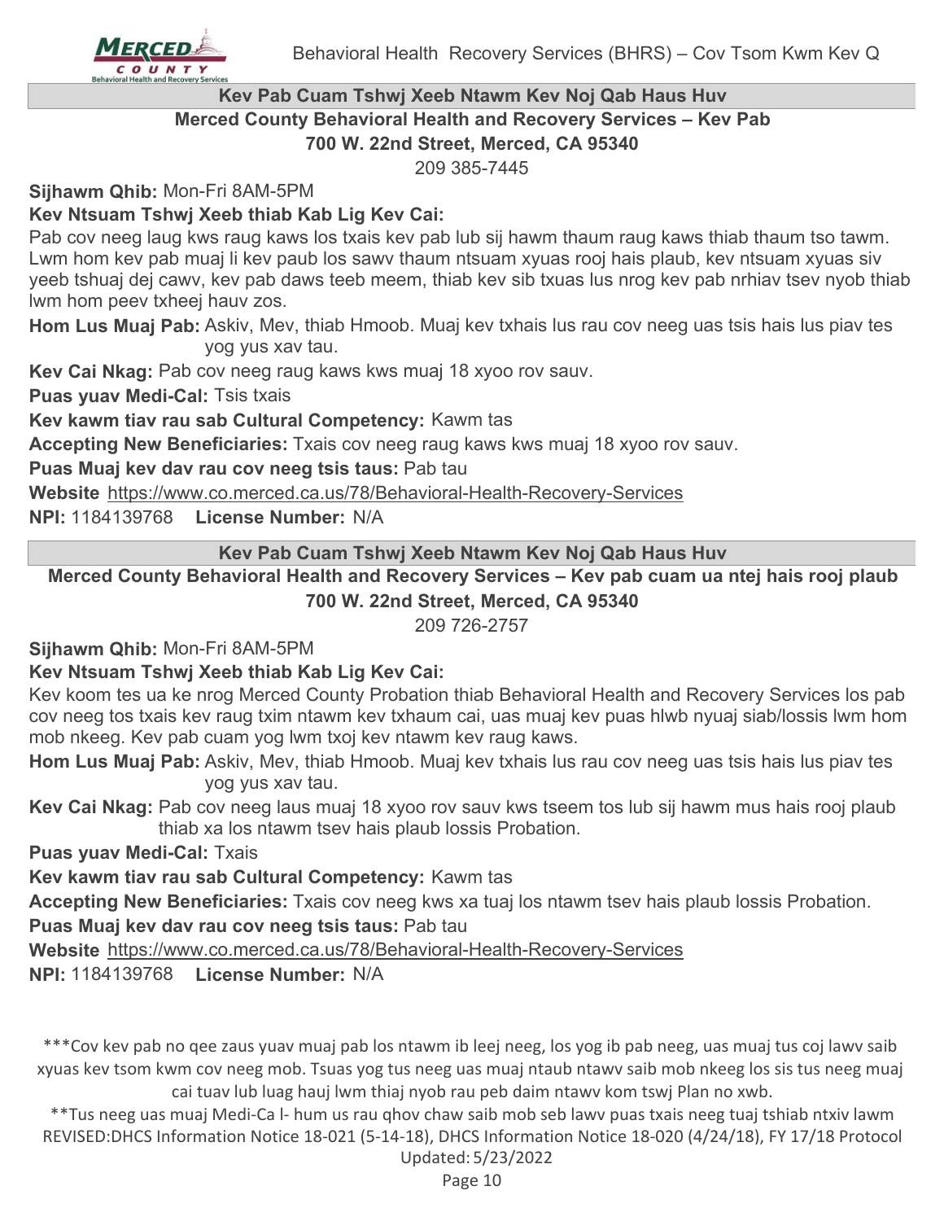## Kev Pab Cuam Tshwj Xeeb Ntawm Kev Noj Qab Haus Huv

**Merced County Behavioral Health and Recovery Services – Kev Pab**
**700 W. 22nd Street, Merced, CA 95340**
209 385-7445

**Sijhawm Qhib:** Mon-Fri 8AM-5PM

**Kev Ntsuam Tshwj Xeeb thiab Kab Lig Kev Cai:**
Pab cov neeg laug kws raug kaws los txais kev pab lub sij hawm thaum raug kaws thiab thaum tso tawm. Lwm hom kev pab muaj li kev paub los sawv thaum ntsuam xyuas rooj hais plaub, kev ntsuam xyuas siv yeeb tshuaj dej cawv, kev pab daws teeb meem, thiab kev sib txuas lus nrog kev pab nrhiav tsev nyob thiab lwm hom peev txheej hauv zos.

**Hom Lus Muaj Pab:** Askiv, Mev, thiab Hmoob. Muaj kev txhais lus rau cov neeg uas tsis hais lus piav tes yog yus xav tau.

**Kev Cai Nkag:** Pab cov neeg raug kaws kws muaj 18 xyoo rov sauv.

**Puas yuav Medi-Cal:** Tsis txais

**Kev kawm tiav rau sab Cultural Competency:** Kawm tas

**Accepting New Beneficiaries:** Txais cov neeg raug kaws kws muaj 18 xyoo rov sauv.

**Puas Muaj kev dav rau cov neeg tsis taus:** Pab tau

**Website** https://www.co.merced.ca.us/78/Behavioral-Health-Recovery-Services

**NPI:** 1184139768 **License Number:** N/A

## Kev Pab Cuam Tshwj Xeeb Ntawm Kev Noj Qab Haus Huv

**Merced County Behavioral Health and Recovery Services – Kev pab cuam ua ntej hais rooj plaub**
**700 W. 22nd Street, Merced, CA 95340**
209 726-2757

**Sijhawm Qhib:** Mon-Fri 8AM-5PM

**Kev Ntsuam Tshwj Xeeb thiab Kab Lig Kev Cai:**
Kev koom tes ua ke nrog Merced County Probation thiab Behavioral Health and Recovery Services los pab cov neeg tos txais kev raug txim ntawm kev txhaum cai, uas muaj kev puas hlwb nyuaj siab/lossis lwm hom mob nkeeg. Kev pab cuam yog lwm txoj kev ntawm kev raug kaws.

**Hom Lus Muaj Pab:** Askiv, Mev, thiab Hmoob. Muaj kev txhais lus rau cov neeg uas tsis hais lus piav tes yog yus xav tau.

**Kev Cai Nkag:** Pab cov neeg laus muaj 18 xyoo rov sauv kws tseem tos lub sij hawm mus hais rooj plaub thiab xa los ntawm tsev hais plaub lossis Probation.

**Puas yuav Medi-Cal:** Txais

**Kev kawm tiav rau sab Cultural Competency:** Kawm tas

**Accepting New Beneficiaries:** Txais cov neeg kws xa tuaj los ntawm tsev hais plaub lossis Probation.

**Puas Muaj kev dav rau cov neeg tsis taus:** Pab tau

**Website** https://www.co.merced.ca.us/78/Behavioral-Health-Recovery-Services

**NPI:** 1184139768 **License Number:** N/A

***Cov kev pab no qee zaus yuav muaj pab los ntawm ib leej neeg, los yog ib pab neeg, uas muaj tus coj lawv saib xyuas kev tsom kwm cov neeg mob. Tsuas yog tus neeg uas muaj ntaub ntawv saib mob nkeeg los sis tus neeg muaj cai tuav lub luag hauj lwm thiaj nyob rau peb daim ntawv kom tswj Plan no xwb.

**Tus neeg uas muaj Medi-Ca l- hum us rau qhov chaw saib mob seb lawv puas txais neeg tuaj tshiab ntxiv lawm

REVISED:DHCS Information Notice 18-021 (5-14-18), DHCS Information Notice 18-020 (4/24/18), FY 17/18 Protocol
Updated: 5/23/2022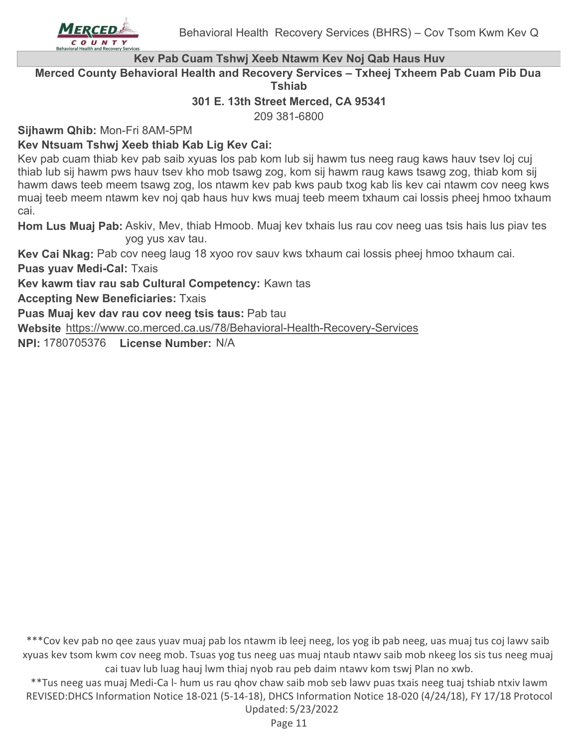## Kev Pab Cuam Tshwj Xeeb Ntawm Kev Noj Qab Haus Huv

**Merced County Behavioral Health and Recovery Services – Txheej Txheem Pab Cuam Pib Dua Tshiab**

**301 E. 13th Street Merced, CA 95341**

209 381-6800

**Sijhawm Qhib:** Mon-Fri 8AM-5PM

**Kev Ntsuam Tshwj Xeeb thiab Kab Lig Kev Cai:**

Kev pab cuam thiab kev pab saib xyuas los pab kom lub sij hawm tus neeg raug kaws hauv tsev loj cuj thiab lub sij hawm pws hauv tsev kho mob tsawg zog, kom sij hawm raug kaws tsawg zog, thiab kom sij hawm daws teeb meem tsawg zog, los ntawm kev pab kws paub txog kab lis kev cai ntawm cov neeg kws muaj teeb meem ntawm kev noj qab haus huv kws muaj teeb meem txhaum cai lossis pheej hmoo txhaum cai.

**Hom Lus Muaj Pab:** Askiv, Mev, thiab Hmoob. Muaj kev txhais lus rau cov neeg uas tsis hais lus piav tes yog yus xav tau.

**Kev Cai Nkag:** Pab cov neeg laug 18 xyoo rov sauv kws txhaum cai lossis pheej hmoo txhaum cai.

**Puas yuav Medi-Cal:** Txais

**Kev kawm tiav rau sab Cultural Competency:** Kawn tas

**Accepting New Beneficiaries:** Txais

**Puas Muaj kev dav rau cov neeg tsis taus:** Pab tau

**Website** https://www.co.merced.ca.us/78/Behavioral-Health-Recovery-Services

**NPI:** 1780705376 **License Number:** N/A

***Cov kev pab no qee zaus yuav muaj pab los ntawm ib leej neeg, los yog ib pab neeg, uas muaj tus coj lawv saib xyuas kev tsom kwm cov neeg mob. Tsuas yog tus neeg uas muaj ntaub ntawv saib mob nkeeg los sis tus neeg muaj cai tuav lub luag hauj lwm thiaj nyob rau peb daim ntawv kom tswj Plan no xwb.

**Tus neeg uas muaj Medi-Ca l- hum us rau qhov chaw saib mob seb lawv puas txais neeg tuaj tshiab ntxiv lawm

REVISED:DHCS Information Notice 18-021 (5-14-18), DHCS Information Notice 18-020 (4/24/18), FY 17/18 Protocol Updated: 5/23/2022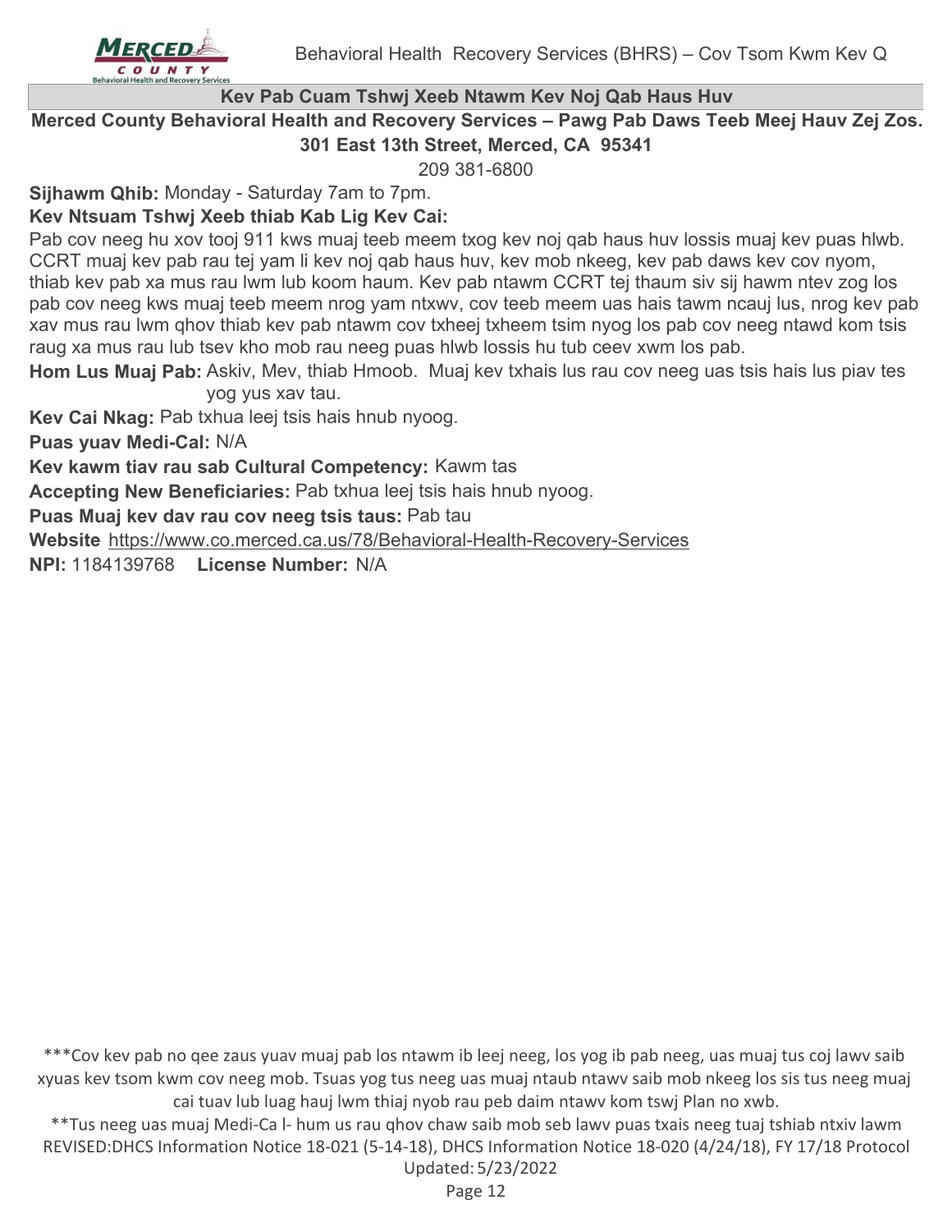## Kev Pab Cuam Tshwj Xeeb Ntawm Kev Noj Qab Haus Huv

**Merced County Behavioral Health and Recovery Services – Pawg Pab Daws Teeb Meej Hauv Zej Zos.**
**301 East 13th Street, Merced, CA 95341**
209 381-6800

**Sijhawm Qhib:** Monday - Saturday 7am to 7pm.

**Kev Ntsuam Tshwj Xeeb thiab Kab Lig Kev Cai:**
Pab cov neeg hu xov tooj 911 kws muaj teeb meem txog kev noj qab haus huv lossis muaj kev puas hlwb. CCRT muaj kev pab rau tej yam li kev noj qab haus huv, kev mob nkeeg, kev pab daws kev cov nyom, thiab kev pab xa mus rau lwm lub koom haum. Kev pab ntawm CCRT tej thaum siv sij hawm ntev zog los pab cov neeg kws muaj teeb meem nrog yam ntxwv, cov teeb meem uas hais tawm ncauj lus, nrog kev pab xav mus rau lwm qhov thiab kev pab ntawm cov txheej txheem tsim nyog los pab cov neeg ntawd kom tsis raug xa mus rau lub tsev kho mob rau neeg puas hlwb lossis hu tub ceev xwm los pab.

**Hom Lus Muaj Pab:** Askiv, Mev, thiab Hmoob. Muaj kev txhais lus rau cov neeg uas tsis hais lus piav tes yog yus xav tau.

**Kev Cai Nkag:** Pab txhua leej tsis hais hnub nyoog.

**Puas yuav Medi-Cal:** N/A

**Kev kawm tiav rau sab Cultural Competency:** Kawm tas

**Accepting New Beneficiaries:** Pab txhua leej tsis hais hnub nyoog.

**Puas Muaj kev dav rau cov neeg tsis taus:** Pab tau

**Website** https://www.co.merced.ca.us/78/Behavioral-Health-Recovery-Services

**NPI:** 1184139768 **License Number:** N/A

***Cov kev pab no qee zaus yuav muaj pab los ntawm ib leej neeg, los yog ib pab neeg, uas muaj tus coj lawv saib xyuas kev tsom kwm cov neeg mob. Tsuas yog tus neeg uas muaj ntaub ntawv saib mob nkeeg los sis tus neeg muaj cai tuav lub luag hauj lwm thiaj nyob rau peb daim ntawv kom tswj Plan no xwb.

**Tus neeg uas muaj Medi-Ca l- hum us rau qhov chaw saib mob seb lawv puas txais neeg tuaj tshiab ntxiv lawm

REVISED:DHCS Information Notice 18-021 (5-14-18), DHCS Information Notice 18-020 (4/24/18), FY 17/18 Protocol
Updated: 5/23/2022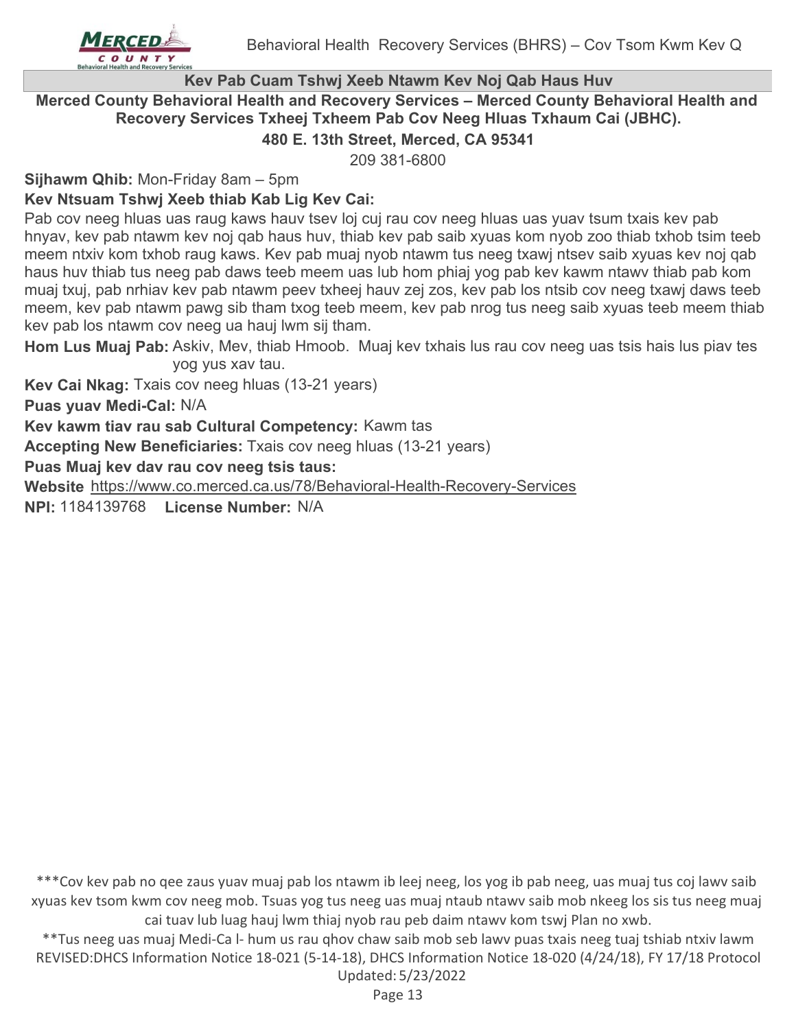## Kev Pab Cuam Tshwj Xeeb Ntawm Kev Noj Qab Haus Huv

**Merced County Behavioral Health and Recovery Services – Merced County Behavioral Health and Recovery Services Txheej Txheem Pab Cov Neeg Hluas Txhaum Cai (JBHC).**

**480 E. 13th Street, Merced, CA 95341**

209 381-6800

**Sijhawm Qhib:** Mon-Friday 8am – 5pm

**Kev Ntsuam Tshwj Xeeb thiab Kab Lig Kev Cai:**

Pab cov neeg hluas uas raug kaws hauv tsev loj cuj rau cov neeg hluas uas yuav tsum txais kev pab hnyav, kev pab ntawm kev noj qab haus huv, thiab kev pab saib xyuas kom nyob zoo thiab txhob tsim teeb meem ntxiv kom txhob raug kaws. Kev pab muaj nyob ntawm tus neeg txawj ntsev saib xyuas kev noj qab haus huv thiab tus neeg pab daws teeb meem uas lub hom phiaj yog pab kev kawm ntawv thiab pab kom muaj txuj, pab nrhiav kev pab ntawm peev txheej hauv zej zos, kev pab los ntsib cov neeg txawj daws teeb meem, kev pab ntawm pawg sib tham txog teeb meem, kev pab nrog tus neeg saib xyuas teeb meem thiab kev pab los ntawm cov neeg ua hauj lwm sij tham.

**Hom Lus Muaj Pab:** Askiv, Mev, thiab Hmoob. Muaj kev txhais lus rau cov neeg uas tsis hais lus piav tes yog yus xav tau.

**Kev Cai Nkag:** Txais cov neeg hluas (13-21 years)

**Puas yuav Medi-Cal:** N/A

**Kev kawm tiav rau sab Cultural Competency:** Kawm tas

**Accepting New Beneficiaries:** Txais cov neeg hluas (13-21 years)

**Puas Muaj kev dav rau cov neeg tsis taus:**

**Website** https://www.co.merced.ca.us/78/Behavioral-Health-Recovery-Services

**NPI:** 1184139768 **License Number:** N/A

***Cov kev pab no qee zaus yuav muaj pab los ntawm ib leej neeg, los yog ib pab neeg, uas muaj tus coj lawv saib xyuas kev tsom kwm cov neeg mob. Tsuas yog tus neeg uas muaj ntaub ntawv saib mob nkeeg los sis tus neeg muaj cai tuav lub luag hauj lwm thiaj nyob rau peb daim ntawv kom tswj Plan no xwb.

**Tus neeg uas muaj Medi-Ca l- hum us rau qhov chaw saib mob seb lawv puas txais neeg tuaj tshiab ntxiv lawm

REVISED:DHCS Information Notice 18-021 (5-14-18), DHCS Information Notice 18-020 (4/24/18), FY 17/18 Protocol

Updated: 5/23/2022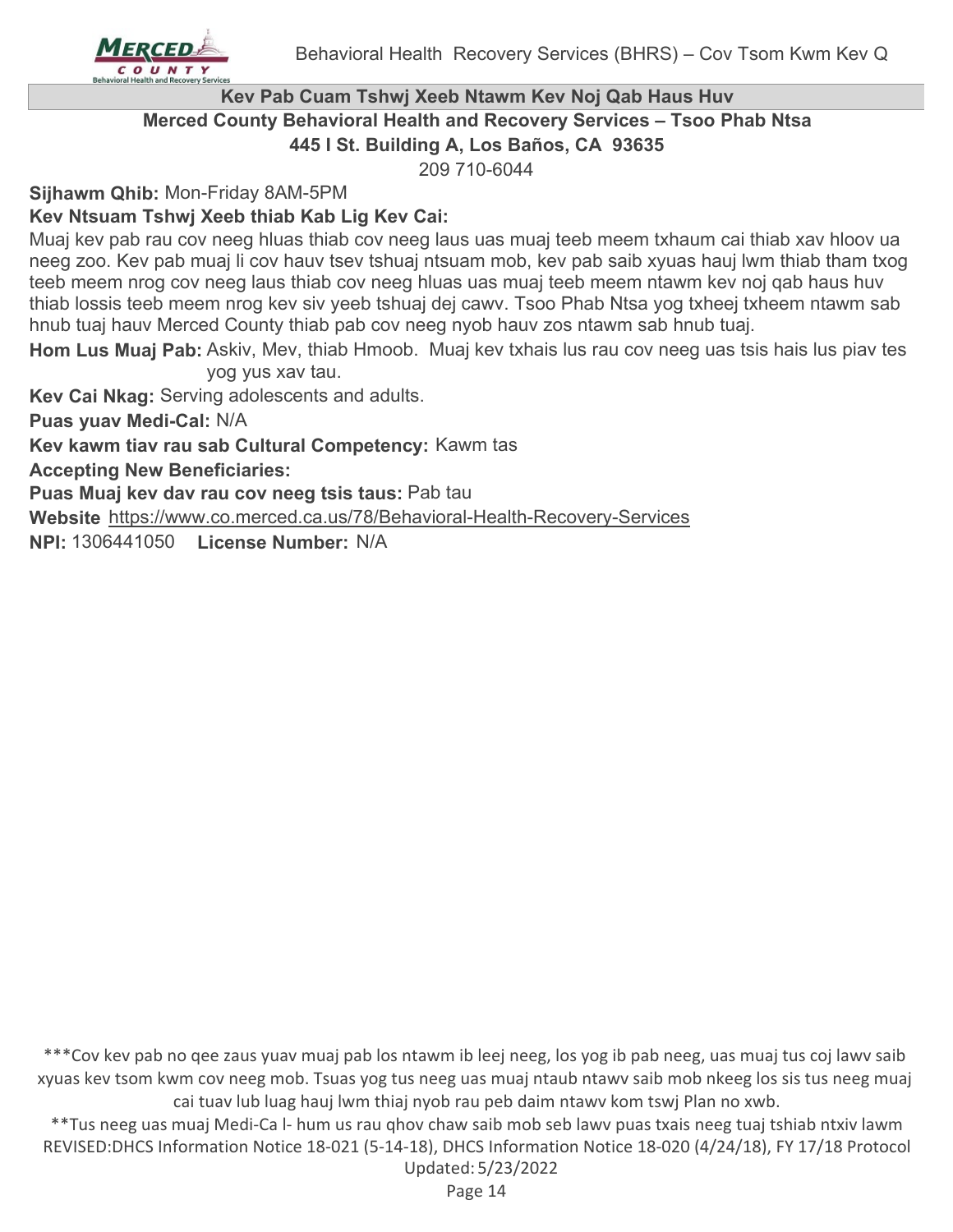## Kev Pab Cuam Tshwj Xeeb Ntawm Kev Noj Qab Haus Huv

**Merced County Behavioral Health and Recovery Services – Tsoo Phab Ntsa**
**445 I St. Building A, Los Baños, CA 93635**
209 710-6044

**Sijhawm Qhib:** Mon-Friday 8AM-5PM

**Kev Ntsuam Tshwj Xeeb thiab Kab Lig Kev Cai:**
Muaj kev pab rau cov neeg hluas thiab cov neeg laus uas muaj teeb meem txhaum cai thiab xav hloov ua neeg zoo. Kev pab muaj li cov hauv tsev tshuaj ntsuam mob, kev pab saib xyuas hauj lwm thiab tham txog teeb meem nrog cov neeg laus thiab cov neeg hluas uas muaj teeb meem ntawm kev noj qab haus huv thiab lossis teeb meem nrog kev siv yeeb tshuaj dej cawv. Tsoo Phab Ntsa yog txheej txheem ntawm sab hnub tuaj hauv Merced County thiab pab cov neeg nyob hauv zos ntawm sab hnub tuaj.

**Hom Lus Muaj Pab:** Askiv, Mev, thiab Hmoob. Muaj kev txhais lus rau cov neeg uas tsis hais lus piav tes yog yus xav tau.

**Kev Cai Nkag:** Serving adolescents and adults.

**Puas yuav Medi-Cal:** N/A

**Kev kawm tiav rau sab Cultural Competency:** Kawm tas

**Accepting New Beneficiaries:**

**Puas Muaj kev dav rau cov neeg tsis taus:** Pab tau

**Website** https://www.co.merced.ca.us/78/Behavioral-Health-Recovery-Services

**NPI:** 1306441050 **License Number:** N/A

***Cov kev pab no qee zaus yuav muaj pab los ntawm ib leej neeg, los yog ib pab neeg, uas muaj tus coj lawv saib xyuas kev tsom kwm cov neeg mob. Tsuas yog tus neeg uas muaj ntaub ntawv saib mob nkeeg los sis tus neeg muaj cai tuav lub luag hauj lwm thiaj nyob rau peb daim ntawv kom tswj Plan no xwb.

**Tus neeg uas muaj Medi-Ca l- hum us rau qhov chaw saib mob seb lawv puas txais neeg tuaj tshiab ntxiv lawm

REVISED:DHCS Information Notice 18-021 (5-14-18), DHCS Information Notice 18-020 (4/24/18), FY 17/18 Protocol

Updated: 5/23/2022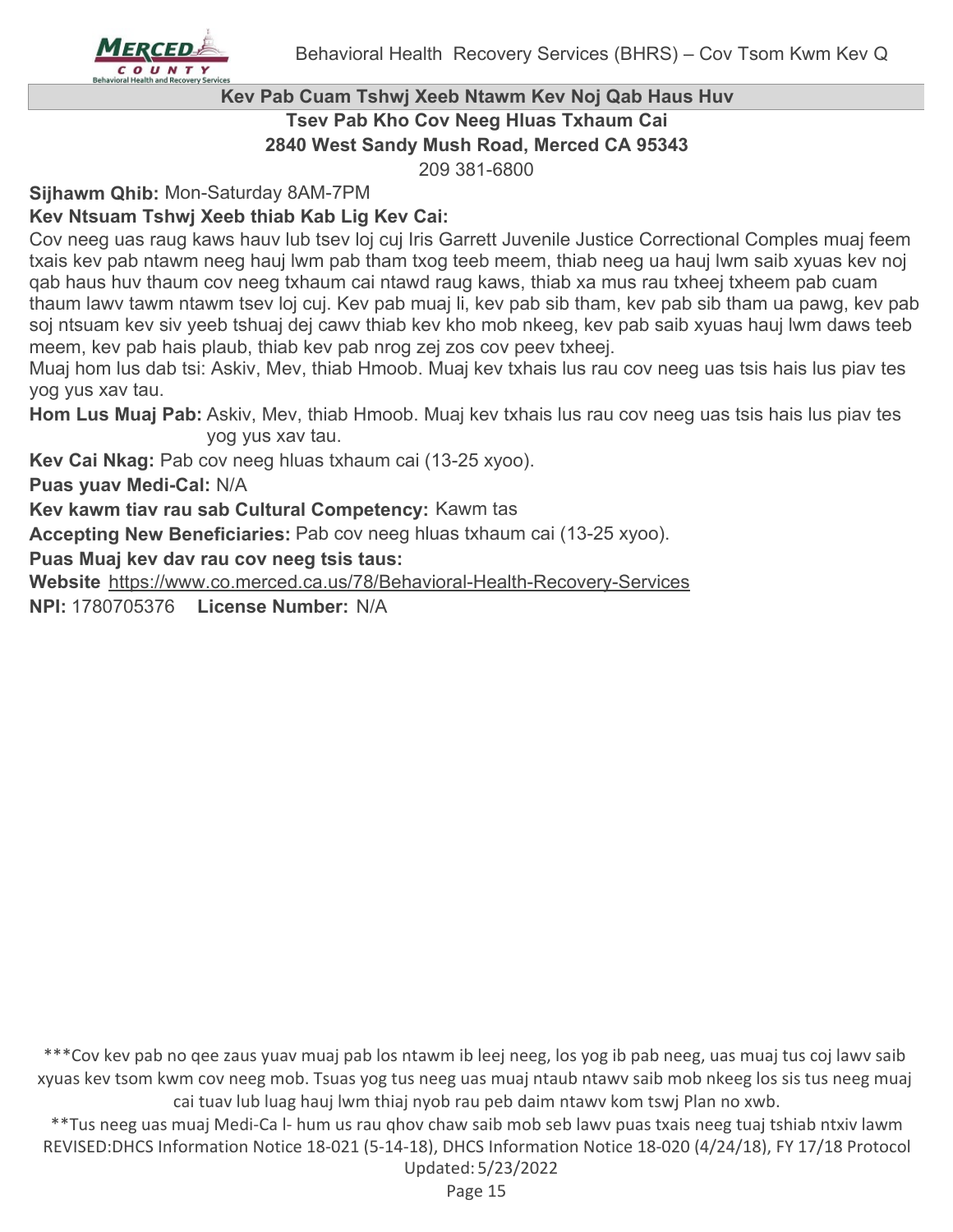## Kev Pab Cuam Tshwj Xeeb Ntawm Kev Noj Qab Haus Huv

### Tsev Pab Kho Cov Neeg Hluas Txhaum Cai

**2840 West Sandy Mush Road, Merced CA 95343**

209 381-6800

**Sijhawm Qhib:** Mon-Saturday 8AM-7PM

**Kev Ntsuam Tshwj Xeeb thiab Kab Lig Kev Cai:**

Cov neeg uas raug kaws hauv lub tsev loj cuj Iris Garrett Juvenile Justice Correctional Comples muaj feem txais kev pab ntawm neeg hauj lwm pab tham txog teeb meem, thiab neeg ua hauj lwm saib xyuas kev noj qab haus huv thaum cov neeg txhaum cai ntawd raug kaws, thiab xa mus rau txheej txheem pab cuam thaum lawv tawm ntawm tsev loj cuj. Kev pab muaj li, kev pab sib tham, kev pab sib tham ua pawg, kev pab soj ntsuam kev siv yeeb tshuaj dej cawv thiab kev kho mob nkeeg, kev pab saib xyuas hauj lwm daws teeb meem, kev pab hais plaub, thiab kev pab nrog zej zos cov peev txheej.

Muaj hom lus dab tsi: Askiv, Mev, thiab Hmoob. Muaj kev txhais lus rau cov neeg uas tsis hais lus piav tes yog yus xav tau.

**Hom Lus Muaj Pab:** Askiv, Mev, thiab Hmoob. Muaj kev txhais lus rau cov neeg uas tsis hais lus piav tes yog yus xav tau.

**Kev Cai Nkag:** Pab cov neeg hluas txhaum cai (13-25 xyoo).

**Puas yuav Medi-Cal:** N/A

**Kev kawm tiav rau sab Cultural Competency:** Kawm tas

**Accepting New Beneficiaries:** Pab cov neeg hluas txhaum cai (13-25 xyoo).

**Puas Muaj kev dav rau cov neeg tsis taus:**

**Website** https://www.co.merced.ca.us/78/Behavioral-Health-Recovery-Services

**NPI:** 1780705376 **License Number:** N/A

***Cov kev pab no qee zaus yuav muaj pab los ntawm ib leej neeg, los yog ib pab neeg, uas muaj tus coj lawv saib xyuas kev tsom kwm cov neeg mob. Tsuas yog tus neeg uas muaj ntaub ntawv saib mob nkeeg los sis tus neeg muaj cai tuav lub luag hauj lwm thiaj nyob rau peb daim ntawv kom tswj Plan no xwb.

**Tus neeg uas muaj Medi-Ca l- hum us rau qhov chaw saib mob seb lawv puas txais neeg tuaj tshiab ntxiv lawm

REVISED:DHCS Information Notice 18-021 (5-14-18), DHCS Information Notice 18-020 (4/24/18), FY 17/18 Protocol

Updated: 5/23/2022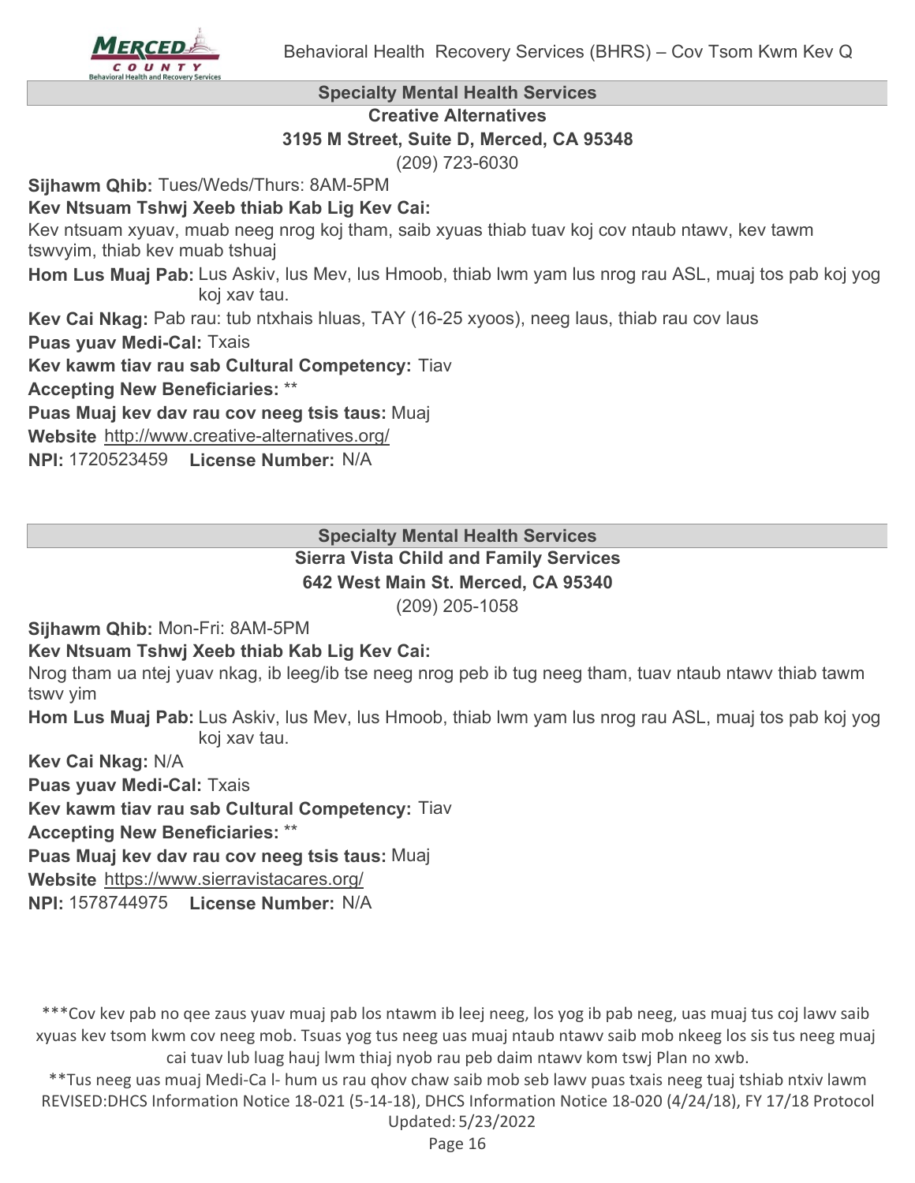## Specialty Mental Health Services

### Creative Alternatives

**3195 M Street, Suite D, Merced, CA 95348**

(209) 723-6030

**Sijhawm Qhib:** Tues/Weds/Thurs: 8AM-5PM

**Kev Ntsuam Tshwj Xeeb thiab Kab Lig Kev Cai:**

Kev ntsuam xyuav, muab neeg nrog koj tham, saib xyuas thiab tuav koj cov ntaub ntawv, kev tawm tswvyim, thiab kev muab tshuaj

**Hom Lus Muaj Pab:** Lus Askiv, lus Mev, lus Hmoob, thiab lwm yam lus nrog rau ASL, muaj tos pab koj yog koj xav tau.

**Kev Cai Nkag:** Pab rau: tub ntxhais hluas, TAY (16-25 xyoos), neeg laus, thiab rau cov laus

**Puas yuav Medi-Cal:** Txais

**Kev kawm tiav rau sab Cultural Competency:** Tiav

**Accepting New Beneficiaries:** **

**Puas Muaj kev dav rau cov neeg tsis taus:** Muaj

**Website** http://www.creative-alternatives.org/

**NPI:** 1720523459 **License Number:** N/A

## Specialty Mental Health Services

### Sierra Vista Child and Family Services

**642 West Main St. Merced, CA 95340**

(209) 205-1058

**Sijhawm Qhib:** Mon-Fri: 8AM-5PM

**Kev Ntsuam Tshwj Xeeb thiab Kab Lig Kev Cai:**

Nrog tham ua ntej yuav nkag, ib leeg/ib tse neeg nrog peb ib tug neeg tham, tuav ntaub ntawv thiab tawm tswv yim

**Hom Lus Muaj Pab:** Lus Askiv, lus Mev, lus Hmoob, thiab lwm yam lus nrog rau ASL, muaj tos pab koj yog koj xav tau.

**Kev Cai Nkag:** N/A

**Puas yuav Medi-Cal:** Txais

**Kev kawm tiav rau sab Cultural Competency:** Tiav

**Accepting New Beneficiaries:** **

**Puas Muaj kev dav rau cov neeg tsis taus:** Muaj

**Website** https://www.sierravistacares.org/

**NPI:** 1578744975 **License Number:** N/A

***Cov kev pab no qee zaus yuav muaj pab los ntawm ib leej neeg, los yog ib pab neeg, uas muaj tus coj lawv saib xyuas kev tsom kwm cov neeg mob. Tsuas yog tus neeg uas muaj ntaub ntawv saib mob nkeeg los sis tus neeg muaj cai tuav lub luag hauj lwm thiaj nyob rau peb daim ntawv kom tswj Plan no xwb.

**Tus neeg uas muaj Medi-Ca l- hum us rau qhov chaw saib mob seb lawv puas txais neeg tuaj tshiab ntxiv lawm

REVISED:DHCS Information Notice 18-021 (5-14-18), DHCS Information Notice 18-020 (4/24/18), FY 17/18 Protocol Updated: 5/23/2022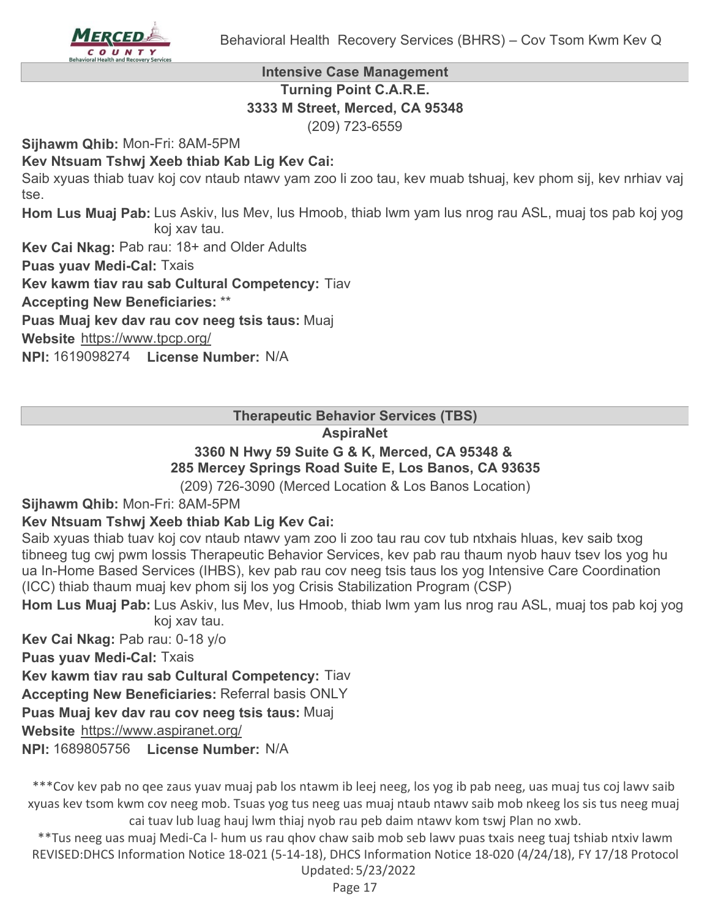## Intensive Case Management

**Turning Point C.A.R.E.**
**3333 M Street, Merced, CA 95348**
(209) 723-6559

**Sijhawm Qhib:** Mon-Fri: 8AM-5PM

**Kev Ntsuam Tshwj Xeeb thiab Kab Lig Kev Cai:**
Saib xyuas thiab tuav koj cov ntaub ntawv yam zoo li zoo tau, kev muab tshuaj, kev phom sij, kev nrhiav vaj tse.

**Hom Lus Muaj Pab:** Lus Askiv, lus Mev, lus Hmoob, thiab lwm yam lus nrog rau ASL, muaj tos pab koj yog koj xav tau.

**Kev Cai Nkag:** Pab rau: 18+ and Older Adults

**Puas yuav Medi-Cal:** Txais

**Kev kawm tiav rau sab Cultural Competency:** Tiav

**Accepting New Beneficiaries:** **

**Puas Muaj kev dav rau cov neeg tsis taus:** Muaj

**Website** https://www.tpcp.org/

**NPI:** 1619098274 **License Number:** N/A

## Therapeutic Behavior Services (TBS)

**AspiraNet**
**3360 N Hwy 59 Suite G & K, Merced, CA 95348 &**
**285 Mercey Springs Road Suite E, Los Banos, CA 93635**
(209) 726-3090 (Merced Location & Los Banos Location)

**Sijhawm Qhib:** Mon-Fri: 8AM-5PM

**Kev Ntsuam Tshwj Xeeb thiab Kab Lig Kev Cai:**
Saib xyuas thiab tuav koj cov ntaub ntawv yam zoo li zoo tau rau cov tub ntxhais hluas, kev saib txog tibneeg tug cwj pwm lossis Therapeutic Behavior Services, kev pab rau thaum nyob hauv tsev los yog hu ua In-Home Based Services (IHBS), kev pab rau cov neeg tsis taus los yog Intensive Care Coordination (ICC) thiab thaum muaj kev phom sij los yog Crisis Stabilization Program (CSP)

**Hom Lus Muaj Pab:** Lus Askiv, lus Mev, lus Hmoob, thiab lwm yam lus nrog rau ASL, muaj tos pab koj yog koj xav tau.

**Kev Cai Nkag:** Pab rau: 0-18 y/o

**Puas yuav Medi-Cal:** Txais

**Kev kawm tiav rau sab Cultural Competency:** Tiav

**Accepting New Beneficiaries:** Referral basis ONLY

**Puas Muaj kev dav rau cov neeg tsis taus:** Muaj

**Website** https://www.aspiranet.org/

**NPI:** 1689805756 **License Number:** N/A

***Cov kev pab no qee zaus yuav muaj pab los ntawm ib leej neeg, los yog ib pab neeg, uas muaj tus coj lawv saib xyuas kev tsom kwm cov neeg mob. Tsuas yog tus neeg uas muaj ntaub ntawv saib mob nkeeg los sis tus neeg muaj cai tuav lub luag hauj lwm thiaj nyob rau peb daim ntawv kom tswj Plan no xwb.

**Tus neeg uas muaj Medi-Ca l- hum us rau qhov chaw saib mob seb lawv puas txais neeg tuaj tshiab ntxiv lawm

REVISED:DHCS Information Notice 18-021 (5-14-18), DHCS Information Notice 18-020 (4/24/18), FY 17/18 Protocol

Updated: 5/23/2022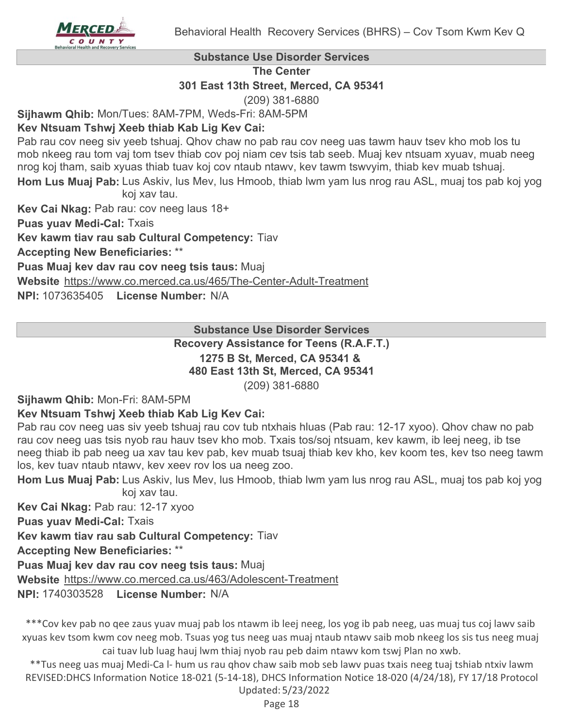## Substance Use Disorder Services

### The Center

**301 East 13th Street, Merced, CA 95341**

(209) 381-6880

**Sijhawm Qhib:** Mon/Tues: 8AM-7PM, Weds-Fri: 8AM-5PM

**Kev Ntsuam Tshwj Xeeb thiab Kab Lig Kev Cai:**

Pab rau cov neeg siv yeeb tshuaj. Qhov chaw no pab rau cov neeg uas tawm hauv tsev kho mob los tu mob nkeeg rau tom vaj tom tsev thiab cov poj niam cev tsis tab seeb. Muaj kev ntsuam xyuav, muab neeg nrog koj tham, saib xyuas thiab tuav koj cov ntaub ntawv, kev tawm tswvyim, thiab kev muab tshuaj.

**Hom Lus Muaj Pab:** Lus Askiv, lus Mev, lus Hmoob, thiab lwm yam lus nrog rau ASL, muaj tos pab koj yog koj xav tau.

**Kev Cai Nkag:** Pab rau: cov neeg laus 18+

**Puas yuav Medi-Cal:** Txais

**Kev kawm tiav rau sab Cultural Competency:** Tiav

**Accepting New Beneficiaries:** **

**Puas Muaj kev dav rau cov neeg tsis taus:** Muaj

**Website** https://www.co.merced.ca.us/465/The-Center-Adult-Treatment

**NPI:** 1073635405 **License Number:** N/A

## Substance Use Disorder Services

### Recovery Assistance for Teens (R.A.F.T.)

**1275 B St, Merced, CA 95341 &**
**480 East 13th St, Merced, CA 95341**

(209) 381-6880

**Sijhawm Qhib:** Mon-Fri: 8AM-5PM

**Kev Ntsuam Tshwj Xeeb thiab Kab Lig Kev Cai:**

Pab rau cov neeg uas siv yeeb tshuaj rau cov tub ntxhais hluas (Pab rau: 12-17 xyoo). Qhov chaw no pab rau cov neeg uas tsis nyob rau hauv tsev kho mob. Txais tos/soj ntsuam, kev kawm, ib leej neeg, ib tse neeg thiab ib pab neeg ua xav tau kev pab, kev muab tsuaj thiab kev kho, kev koom tes, kev tso neeg tawm los, kev tuav ntaub ntawv, kev xeev rov los ua neeg zoo.

**Hom Lus Muaj Pab:** Lus Askiv, lus Mev, lus Hmoob, thiab lwm yam lus nrog rau ASL, muaj tos pab koj yog koj xav tau.

**Kev Cai Nkag:** Pab rau: 12-17 xyoo

**Puas yuav Medi-Cal:** Txais

**Kev kawm tiav rau sab Cultural Competency:** Tiav

**Accepting New Beneficiaries:** **

**Puas Muaj kev dav rau cov neeg tsis taus:** Muaj

**Website** https://www.co.merced.ca.us/463/Adolescent-Treatment

**NPI:** 1740303528 **License Number:** N/A

***Cov kev pab no qee zaus yuav muaj pab los ntawm ib leej neeg, los yog ib pab neeg, uas muaj tus coj lawv saib xyuas kev tsom kwm cov neeg mob. Tsuas yog tus neeg uas muaj ntaub ntawv saib mob nkeeg los sis tus neeg muaj cai tuav lub luag hauj lwm thiaj nyob rau peb daim ntawv kom tswj Plan no xwb.

**Tus neeg uas muaj Medi-Ca l- hum us rau qhov chaw saib mob seb lawv puas txais neeg tuaj tshiab ntxiv lawm

REVISED:DHCS Information Notice 18-021 (5-14-18), DHCS Information Notice 18-020 (4/24/18), FY 17/18 Protocol Updated: 5/23/2022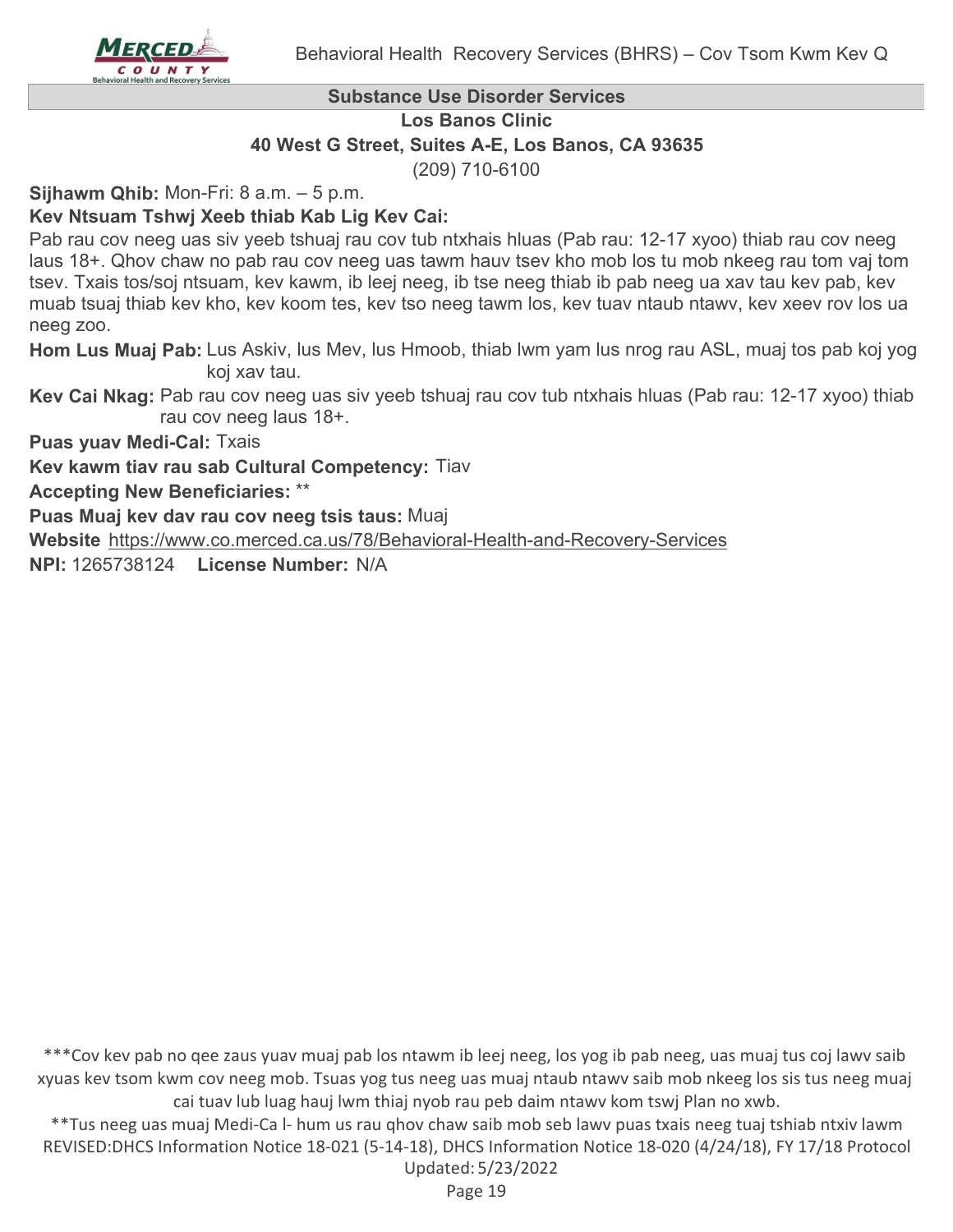## Substance Use Disorder Services

### Los Banos Clinic

**40 West G Street, Suites A-E, Los Banos, CA 93635**

(209) 710-6100

**Sijhawm Qhib:** Mon-Fri: 8 a.m. – 5 p.m.

**Kev Ntsuam Tshwj Xeeb thiab Kab Lig Kev Cai:**

Pab rau cov neeg uas siv yeeb tshuaj rau cov tub ntxhais hluas (Pab rau: 12-17 xyoo) thiab rau cov neeg laus 18+. Qhov chaw no pab rau cov neeg uas tawm hauv tsev kho mob los tu mob nkeeg rau tom vaj tom tsev. Txais tos/soj ntsuam, kev kawm, ib leej neeg, ib tse neeg thiab ib pab neeg ua xav tau kev pab, kev muab tsuaj thiab kev kho, kev koom tes, kev tso neeg tawm los, kev tuav ntaub ntawv, kev xeev rov los ua neeg zoo.

**Hom Lus Muaj Pab:** Lus Askiv, lus Mev, lus Hmoob, thiab lwm yam lus nrog rau ASL, muaj tos pab koj yog koj xav tau.

**Kev Cai Nkag:** Pab rau cov neeg uas siv yeeb tshuaj rau cov tub ntxhais hluas (Pab rau: 12-17 xyoo) thiab rau cov neeg laus 18+.

**Puas yuav Medi-Cal:** Txais

**Kev kawm tiav rau sab Cultural Competency:** Tiav

**Accepting New Beneficiaries:** **

**Puas Muaj kev dav rau cov neeg tsis taus:** Muaj

**Website** https://www.co.merced.ca.us/78/Behavioral-Health-and-Recovery-Services

**NPI:** 1265738124 **License Number:** N/A

***Cov kev pab no qee zaus yuav muaj pab los ntawm ib leej neeg, los yog ib pab neeg, uas muaj tus coj lawv saib xyuas kev tsom kwm cov neeg mob. Tsuas yog tus neeg uas muaj ntaub ntawv saib mob nkeeg los sis tus neeg muaj cai tuav lub luag hauj lwm thiaj nyob rau peb daim ntawv kom tswj Plan no xwb.

**Tus neeg uas muaj Medi-Ca l- hum us rau qhov chaw saib mob seb lawv puas txais neeg tuaj tshiab ntxiv lawm

REVISED:DHCS Information Notice 18-021 (5-14-18), DHCS Information Notice 18-020 (4/24/18), FY 17/18 Protocol

Updated: 5/23/2022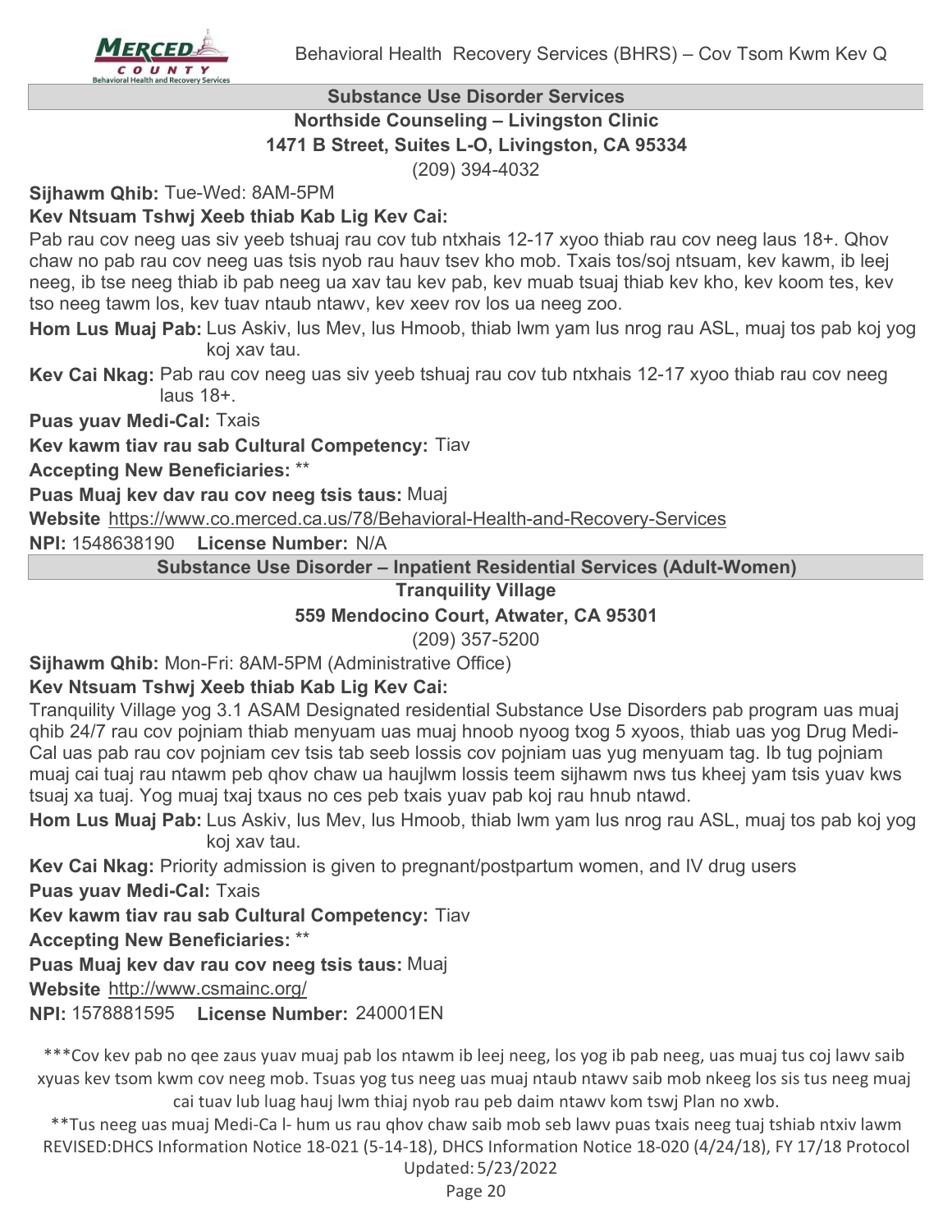## Substance Use Disorder Services

### Northside Counseling – Livingston Clinic

**1471 B Street, Suites L-O, Livingston, CA 95334**

(209) 394-4032

**Sijhawm Qhib:** Tue-Wed: 8AM-5PM

**Kev Ntsuam Tshwj Xeeb thiab Kab Lig Kev Cai:**

Pab rau cov neeg uas siv yeeb tshuaj rau cov tub ntxhais 12-17 xyoo thiab rau cov neeg laus 18+. Qhov chaw no pab rau cov neeg uas tsis nyob rau hauv tsev kho mob. Txais tos/soj ntsuam, kev kawm, ib leej neeg, ib tse neeg thiab ib pab neeg ua xav tau kev pab, kev muab tsuaj thiab kev kho, kev koom tes, kev tso neeg tawm los, kev tuav ntaub ntawv, kev xeev rov los ua neeg zoo.

**Hom Lus Muaj Pab:** Lus Askiv, lus Mev, lus Hmoob, thiab lwm yam lus nrog rau ASL, muaj tos pab koj yog koj xav tau.

**Kev Cai Nkag:** Pab rau cov neeg uas siv yeeb tshuaj rau cov tub ntxhais 12-17 xyoo thiab rau cov neeg laus 18+.

**Puas yuav Medi-Cal:** Txais

**Kev kawm tiav rau sab Cultural Competency:** Tiav

**Accepting New Beneficiaries:** **

**Puas Muaj kev dav rau cov neeg tsis taus:** Muaj

**Website** https://www.co.merced.ca.us/78/Behavioral-Health-and-Recovery-Services

**NPI:** 1548638190 **License Number:** N/A

## Substance Use Disorder – Inpatient Residential Services (Adult-Women)

### Tranquility Village

**559 Mendocino Court, Atwater, CA 95301**

(209) 357-5200

**Sijhawm Qhib:** Mon-Fri: 8AM-5PM (Administrative Office)

**Kev Ntsuam Tshwj Xeeb thiab Kab Lig Kev Cai:**

Tranquility Village yog 3.1 ASAM Designated residential Substance Use Disorders pab program uas muaj qhib 24/7 rau cov pojniam thiab menyuam uas muaj hnoob nyoog txog 5 xyoos, thiab uas yog Drug Medi-Cal uas pab rau cov pojniam cev tsis tab seeb lossis cov pojniam uas yug menyuam tag. Ib tug pojniam muaj cai tuaj rau ntawm peb qhov chaw ua haujlwm lossis teem sijhawm nws tus kheej yam tsis yuav kws tsuaj xa tuaj. Yog muaj txaj txaus no ces peb txais yuav pab koj rau hnub ntawd.

**Hom Lus Muaj Pab:** Lus Askiv, lus Mev, lus Hmoob, thiab lwm yam lus nrog rau ASL, muaj tos pab koj yog koj xav tau.

**Kev Cai Nkag:** Priority admission is given to pregnant/postpartum women, and IV drug users

**Puas yuav Medi-Cal:** Txais

**Kev kawm tiav rau sab Cultural Competency:** Tiav

**Accepting New Beneficiaries:** **

**Puas Muaj kev dav rau cov neeg tsis taus:** Muaj

**Website** http://www.csmainc.org/

**NPI:** 1578881595 **License Number:** 240001EN

***Cov kev pab no qee zaus yuav muaj pab los ntawm ib leej neeg, los yog ib pab neeg, uas muaj tus coj lawv saib xyuas kev tsom kwm cov neeg mob. Tsuas yog tus neeg uas muaj ntaub ntawv saib mob nkeeg los sis tus neeg muaj cai tuav lub luag hauj lwm thiaj nyob rau peb daim ntawv kom tswj Plan no xwb.

**Tus neeg uas muaj Medi-Ca l- hum us rau qhov chaw saib mob seb lawv puas txais neeg tuaj tshiab ntxiv lawm

REVISED:DHCS Information Notice 18-021 (5-14-18), DHCS Information Notice 18-020 (4/24/18), FY 17/18 Protocol

Updated: 5/23/2022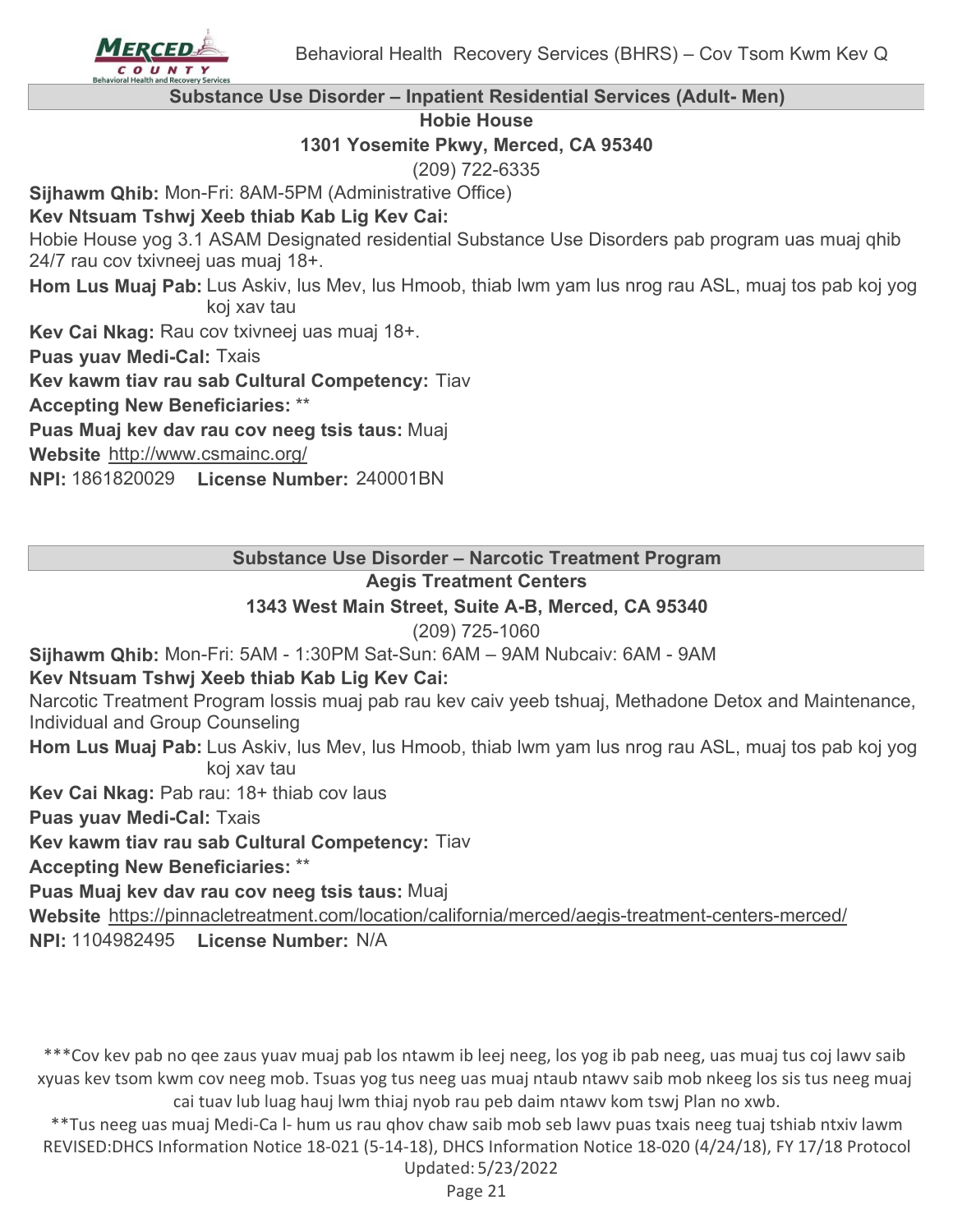## Substance Use Disorder – Inpatient Residential Services (Adult- Men)

**Hobie House**

**1301 Yosemite Pkwy, Merced, CA 95340**

(209) 722-6335

**Sijhawm Qhib:** Mon-Fri: 8AM-5PM (Administrative Office)

**Kev Ntsuam Tshwj Xeeb thiab Kab Lig Kev Cai:**

Hobie House yog 3.1 ASAM Designated residential Substance Use Disorders pab program uas muaj qhib 24/7 rau cov txivneej uas muaj 18+.

**Hom Lus Muaj Pab:** Lus Askiv, lus Mev, lus Hmoob, thiab lwm yam lus nrog rau ASL, muaj tos pab koj yog koj xav tau

**Kev Cai Nkag:** Rau cov txivneej uas muaj 18+.

**Puas yuav Medi-Cal:** Txais

**Kev kawm tiav rau sab Cultural Competency:** Tiav

**Accepting New Beneficiaries:** **

**Puas Muaj kev dav rau cov neeg tsis taus:** Muaj

**Website** http://www.csmainc.org/

**NPI:** 1861820029 **License Number:** 240001BN

## Substance Use Disorder – Narcotic Treatment Program

**Aegis Treatment Centers**

**1343 West Main Street, Suite A-B, Merced, CA 95340**

(209) 725-1060

**Sijhawm Qhib:** Mon-Fri: 5AM - 1:30PM Sat-Sun: 6AM – 9AM Nubcaiv: 6AM - 9AM

**Kev Ntsuam Tshwj Xeeb thiab Kab Lig Kev Cai:**

Narcotic Treatment Program lossis muaj pab rau kev caiv yeeb tshuaj, Methadone Detox and Maintenance, Individual and Group Counseling

**Hom Lus Muaj Pab:** Lus Askiv, lus Mev, lus Hmoob, thiab lwm yam lus nrog rau ASL, muaj tos pab koj yog koj xav tau

**Kev Cai Nkag:** Pab rau: 18+ thiab cov laus

**Puas yuav Medi-Cal:** Txais

**Kev kawm tiav rau sab Cultural Competency:** Tiav

**Accepting New Beneficiaries:** **

**Puas Muaj kev dav rau cov neeg tsis taus:** Muaj

**Website** https://pinnacletreatment.com/location/california/merced/aegis-treatment-centers-merced/

**NPI:** 1104982495 **License Number:** N/A

***Cov kev pab no qee zaus yuav muaj pab los ntawm ib leej neeg, los yog ib pab neeg, uas muaj tus coj lawv saib xyuas kev tsom kwm cov neeg mob. Tsuas yog tus neeg uas muaj ntaub ntawv saib mob nkeeg los sis tus neeg muaj cai tuav lub luag hauj lwm thiaj nyob rau peb daim ntawv kom tswj Plan no xwb.

**Tus neeg uas muaj Medi-Ca l- hum us rau qhov chaw saib mob seb lawv puas txais neeg tuaj tshiab ntxiv lawm

REVISED:DHCS Information Notice 18-021 (5-14-18), DHCS Information Notice 18-020 (4/24/18), FY 17/18 Protocol

Updated: 5/23/2022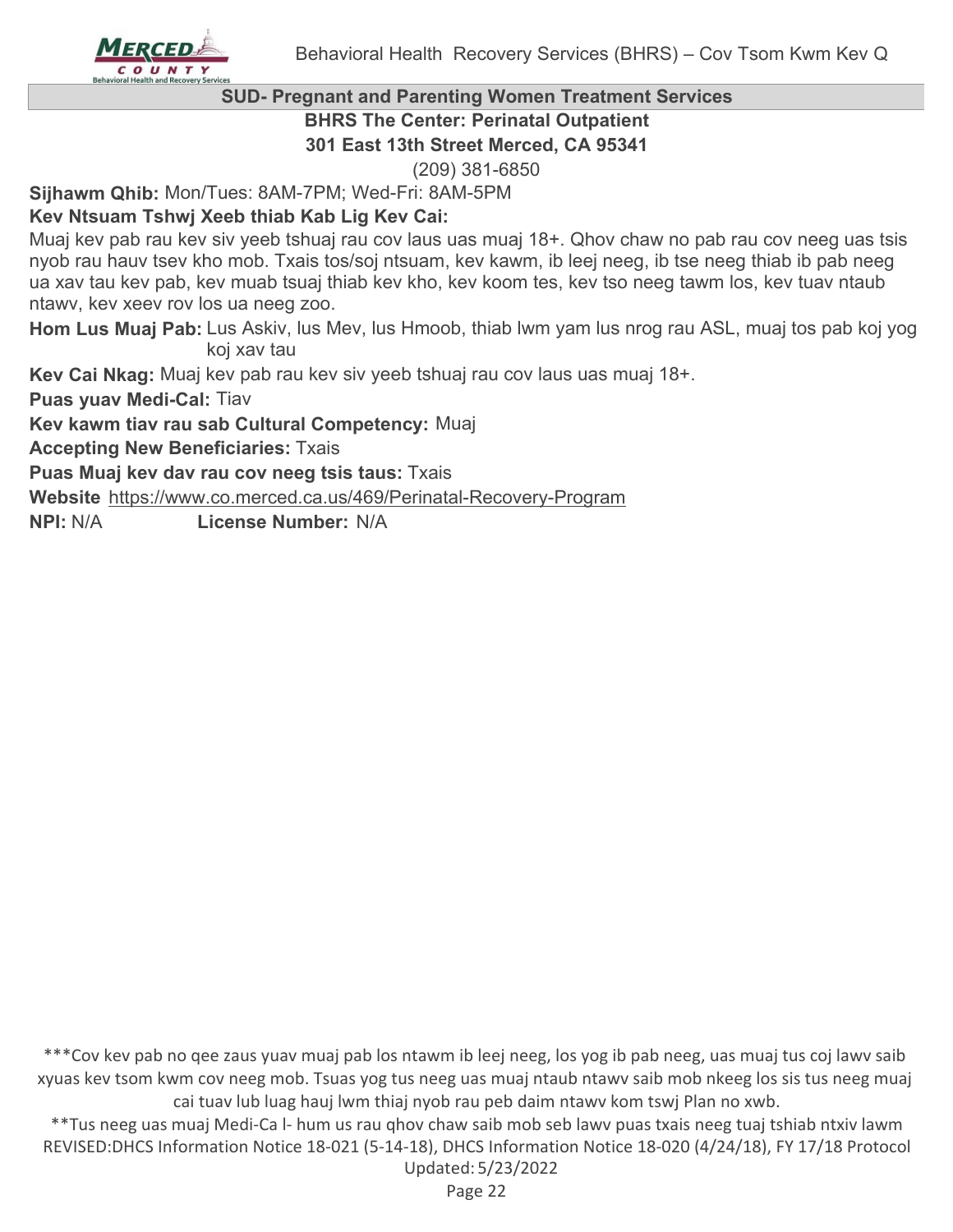## SUD- Pregnant and Parenting Women Treatment Services

### BHRS The Center: Perinatal Outpatient

**301 East 13th Street Merced, CA 95341**

(209) 381-6850

**Sijhawm Qhib:** Mon/Tues: 8AM-7PM; Wed-Fri: 8AM-5PM

**Kev Ntsuam Tshwj Xeeb thiab Kab Lig Kev Cai:**

Muaj kev pab rau kev siv yeeb tshuaj rau cov laus uas muaj 18+. Qhov chaw no pab rau cov neeg uas tsis nyob rau hauv tsev kho mob. Txais tos/soj ntsuam, kev kawm, ib leej neeg, ib tse neeg thiab ib pab neeg ua xav tau kev pab, kev muab tsuaj thiab kev kho, kev koom tes, kev tso neeg tawm los, kev tuav ntaub ntawv, kev xeev rov los ua neeg zoo.

**Hom Lus Muaj Pab:** Lus Askiv, lus Mev, lus Hmoob, thiab lwm yam lus nrog rau ASL, muaj tos pab koj yog koj xav tau

**Kev Cai Nkag:** Muaj kev pab rau kev siv yeeb tshuaj rau cov laus uas muaj 18+.

**Puas yuav Medi-Cal:** Tiav

**Kev kawm tiav rau sab Cultural Competency:** Muaj

**Accepting New Beneficiaries:** Txais

**Puas Muaj kev dav rau cov neeg tsis taus:** Txais

**Website** https://www.co.merced.ca.us/469/Perinatal-Recovery-Program

**NPI:** N/A **License Number:** N/A

***Cov kev pab no qee zaus yuav muaj pab los ntawm ib leej neeg, los yog ib pab neeg, uas muaj tus coj lawv saib xyuas kev tsom kwm cov neeg mob. Tsuas yog tus neeg uas muaj ntaub ntawv saib mob nkeeg los sis tus neeg muaj cai tuav lub luag hauj lwm thiaj nyob rau peb daim ntawv kom tswj Plan no xwb.

**Tus neeg uas muaj Medi-Ca l- hum us rau qhov chaw saib mob seb lawv puas txais neeg tuaj tshiab ntxiv lawm

REVISED:DHCS Information Notice 18-021 (5-14-18), DHCS Information Notice 18-020 (4/24/18), FY 17/18 Protocol

Updated: 5/23/2022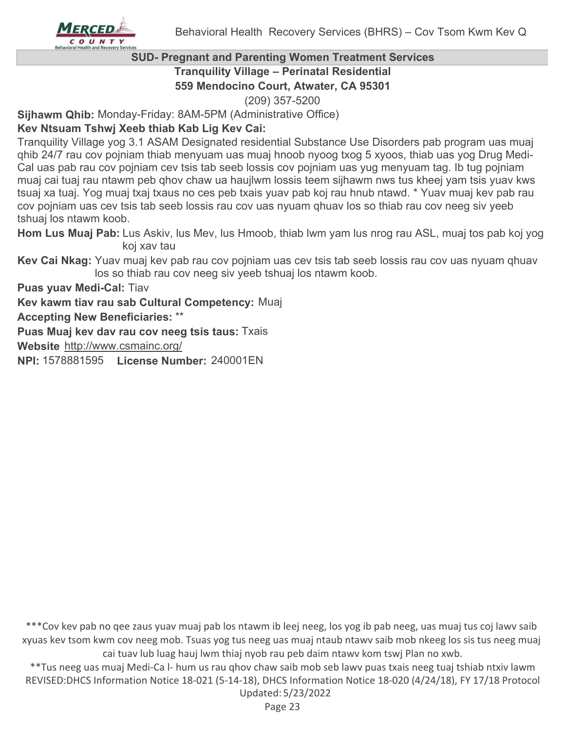## SUD- Pregnant and Parenting Women Treatment Services

### Tranquility Village – Perinatal Residential

**559 Mendocino Court, Atwater, CA 95301**

(209) 357-5200

**Sijhawm Qhib:** Monday-Friday: 8AM-5PM (Administrative Office)

**Kev Ntsuam Tshwj Xeeb thiab Kab Lig Kev Cai:**

Tranquility Village yog 3.1 ASAM Designated residential Substance Use Disorders pab program uas muaj qhib 24/7 rau cov pojniam thiab menyuam uas muaj hnoob nyoog txog 5 xyoos, thiab uas yog Drug Medi-Cal uas pab rau cov pojniam cev tsis tab seeb lossis cov pojniam uas yug menyuam tag. Ib tug pojniam muaj cai tuaj rau ntawm peb qhov chaw ua haujlwm lossis teem sijhawm nws tus kheej yam tsis yuav kws tsuaj xa tuaj. Yog muaj txaj txaus no ces peb txais yuav pab koj rau hnub ntawd. * Yuav muaj kev pab rau cov pojniam uas cev tsis tab seeb lossis rau cov uas nyuam qhuav los so thiab rau cov neeg siv yeeb tshuaj los ntawm koob.

**Hom Lus Muaj Pab:** Lus Askiv, lus Mev, lus Hmoob, thiab lwm yam lus nrog rau ASL, muaj tos pab koj yog koj xav tau

**Kev Cai Nkag:** Yuav muaj kev pab rau cov pojniam uas cev tsis tab seeb lossis rau cov uas nyuam qhuav los so thiab rau cov neeg siv yeeb tshuaj los ntawm koob.

**Puas yuav Medi-Cal:** Tiav

**Kev kawm tiav rau sab Cultural Competency:** Muaj

**Accepting New Beneficiaries:** **

**Puas Muaj kev dav rau cov neeg tsis taus:** Txais

**Website** http://www.csmainc.org/

**NPI:** 1578881595 **License Number:** 240001EN

***Cov kev pab no qee zaus yuav muaj pab los ntawm ib leej neeg, los yog ib pab neeg, uas muaj tus coj lawv saib xyuas kev tsom kwm cov neeg mob. Tsuas yog tus neeg uas muaj ntaub ntawv saib mob nkeeg los sis tus neeg muaj cai tuav lub luag hauj lwm thiaj nyob rau peb daim ntawv kom tswj Plan no xwb.

**Tus neeg uas muaj Medi-Ca l- hum us rau qhov chaw saib mob seb lawv puas txais neeg tuaj tshiab ntxiv lawm

REVISED:DHCS Information Notice 18-021 (5-14-18), DHCS Information Notice 18-020 (4/24/18), FY 17/18 Protocol

Updated: 5/23/2022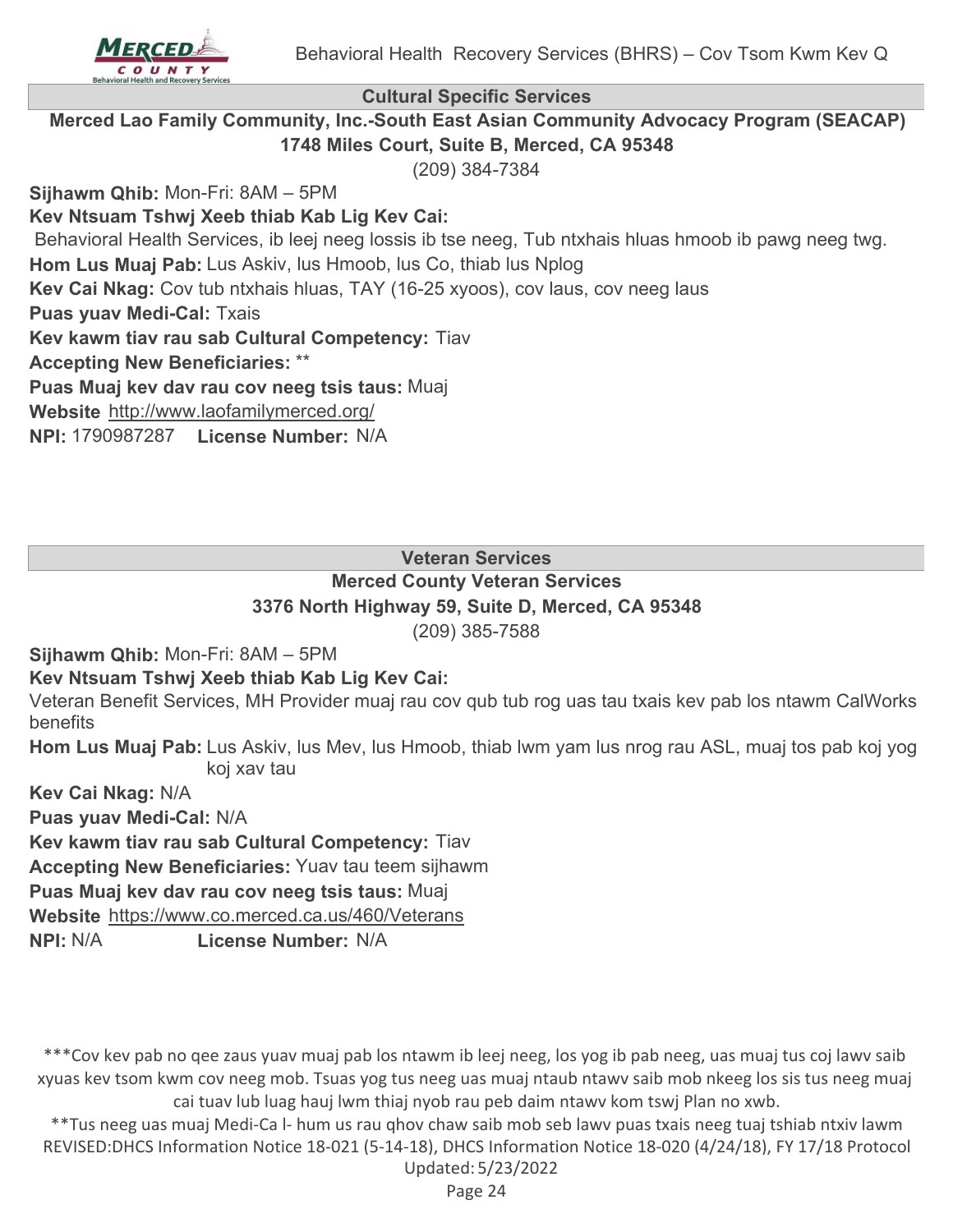## Cultural Specific Services

**Merced Lao Family Community, Inc.-South East Asian Community Advocacy Program (SEACAP)**
**1748 Miles Court, Suite B, Merced, CA 95348**
(209) 384-7384

**Sijhawm Qhib:** Mon-Fri: 8AM – 5PM
**Kev Ntsuam Tshwj Xeeb thiab Kab Lig Kev Cai:**
Behavioral Health Services, ib leej neeg lossis ib tse neeg, Tub ntxhais hluas hmoob ib pawg neeg twg.
**Hom Lus Muaj Pab:** Lus Askiv, lus Hmoob, lus Co, thiab lus Nplog
**Kev Cai Nkag:** Cov tub ntxhais hluas, TAY (16-25 xyoos), cov laus, cov neeg laus
**Puas yuav Medi-Cal:** Txais
**Kev kawm tiav rau sab Cultural Competency:** Tiav
**Accepting New Beneficiaries:** **
**Puas Muaj kev dav rau cov neeg tsis taus:** Muaj
**Website** http://www.laofamilymerced.org/
**NPI:** 1790987287 **License Number:** N/A

## Veteran Services

**Merced County Veteran Services**
**3376 North Highway 59, Suite D, Merced, CA 95348**
(209) 385-7588

**Sijhawm Qhib:** Mon-Fri: 8AM – 5PM
**Kev Ntsuam Tshwj Xeeb thiab Kab Lig Kev Cai:**
Veteran Benefit Services, MH Provider muaj rau cov qub tub rog uas tau txais kev pab los ntawm CalWorks benefits
**Hom Lus Muaj Pab:** Lus Askiv, lus Mev, lus Hmoob, thiab lwm yam lus nrog rau ASL, muaj tos pab koj yog koj xav tau
**Kev Cai Nkag:** N/A
**Puas yuav Medi-Cal:** N/A
**Kev kawm tiav rau sab Cultural Competency:** Tiav
**Accepting New Beneficiaries:** Yuav tau teem sijhawm
**Puas Muaj kev dav rau cov neeg tsis taus:** Muaj
**Website** https://www.co.merced.ca.us/460/Veterans
**NPI:** N/A **License Number:** N/A

***Cov kev pab no qee zaus yuav muaj pab los ntawm ib leej neeg, los yog ib pab neeg, uas muaj tus coj lawv saib xyuas kev tsom kwm cov neeg mob. Tsuas yog tus neeg uas muaj ntaub ntawv saib mob nkeeg los sis tus neeg muaj cai tuav lub luag hauj lwm thiaj nyob rau peb daim ntawv kom tswj Plan no xwb.

**Tus neeg uas muaj Medi-Ca l- hum us rau qhov chaw saib mob seb lawv puas txais neeg tuaj tshiab ntxiv lawm

REVISED:DHCS Information Notice 18-021 (5-14-18), DHCS Information Notice 18-020 (4/24/18), FY 17/18 Protocol
Updated: 5/23/2022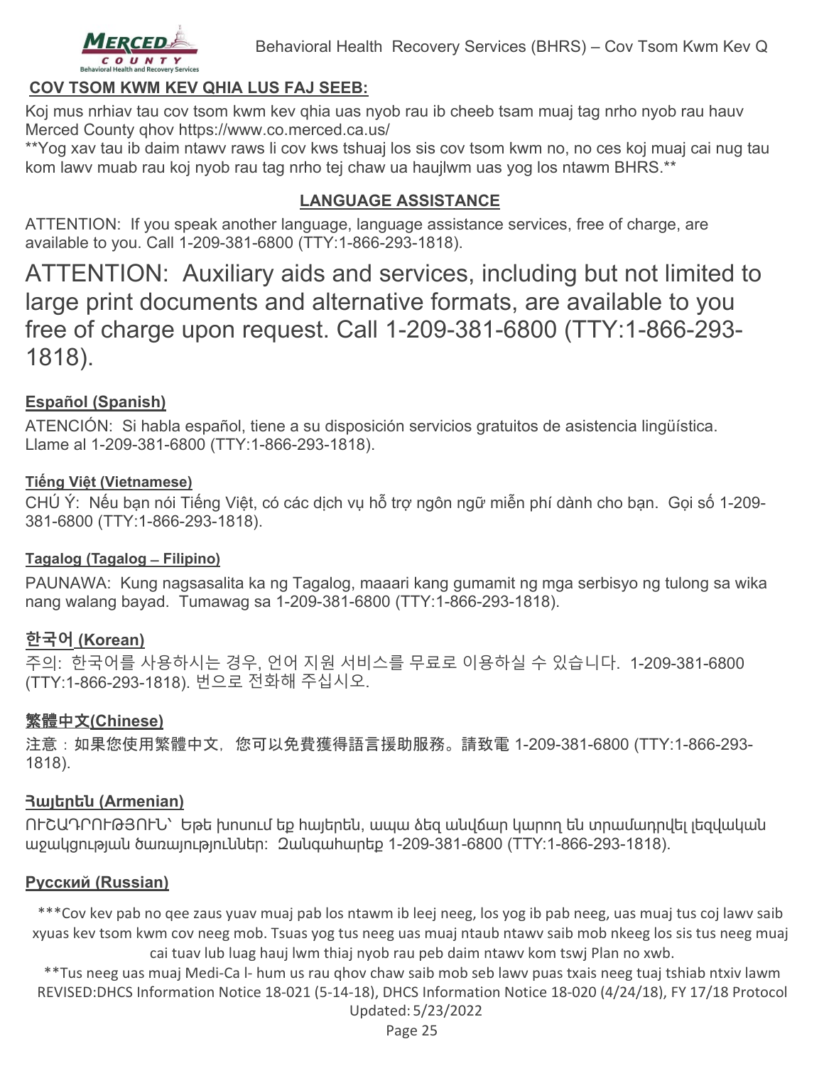## COV TSOM KWM KEV QHIA LUS FAJ SEEB:

Koj mus nrhiav tau cov tsom kwm kev qhia uas nyob rau ib cheeb tsam muaj tag nrho nyob rau hauv Merced County qhov https://www.co.merced.ca.us/

**Yog xav tau ib daim ntawv raws li cov kws tshuaj los sis cov tsom kwm no, no ces koj muaj cai nug tau kom lawv muab rau koj nyob rau tag nrho tej chaw ua haujlwm uas yog los ntawm BHRS.**

## LANGUAGE ASSISTANCE

ATTENTION: If you speak another language, language assistance services, free of charge, are available to you. Call 1-209-381-6800 (TTY:1-866-293-1818).

ATTENTION: Auxiliary aids and services, including but not limited to large print documents and alternative formats, are available to you free of charge upon request. Call 1-209-381-6800 (TTY:1-866-293-1818).

### Español (Spanish)

ATENCIÓN: Si habla español, tiene a su disposición servicios gratuitos de asistencia lingüística. Llame al 1-209-381-6800 (TTY:1-866-293-1818).

### Tiếng Việt (Vietnamese)

CHÚ Ý: Nếu bạn nói Tiếng Việt, có các dịch vụ hỗ trợ ngôn ngữ miễn phí dành cho bạn. Gọi số 1-209-381-6800 (TTY:1-866-293-1818).

### Tagalog (Tagalog – Filipino)

PAUNAWA: Kung nagsasalita ka ng Tagalog, maaari kang gumamit ng mga serbisyo ng tulong sa wika nang walang bayad. Tumawag sa 1-209-381-6800 (TTY:1-866-293-1818).

### 한국어 (Korean)

주의: 한국어를 사용하시는 경우, 언어 지원 서비스를 무료로 이용하실 수 있습니다. 1-209-381-6800 (TTY:1-866-293-1818). 번으로 전화해 주십시오.

### 繁體中文(Chinese)

注意：如果您使用繁體中文，您可以免費獲得語言援助服務。請致電 1-209-381-6800 (TTY:1-866-293-1818).

### Հայերեն (Armenian)

ՈՒՇԱԴՐՈՒԹՅՈՒՆ՝ Եթե խոսում եք հայերեն, ապա ձեզ անվճար կարող են տրամադրվել լեզվական աջակցության ծառայություններ: Զանգահարեք 1-209-381-6800 (TTY:1-866-293-1818).

### Русский (Russian)

***Cov kev pab no qee zaus yuav muaj pab los ntawm ib leej neeg, los yog ib pab neeg, uas muaj tus coj lawv saib xyuas kev tsom kwm cov neeg mob. Tsuas yog tus neeg uas muaj ntaub ntawv saib mob nkeeg los sis tus neeg muaj cai tuav lub luag hauj lwm thiaj nyob rau peb daim ntawv kom tswj Plan no xwb.

**Tus neeg uas muaj Medi-Ca l- hum us rau qhov chaw saib mob seb lawv puas txais neeg tuaj tshiab ntxiv lawm

REVISED:DHCS Information Notice 18-021 (5-14-18), DHCS Information Notice 18-020 (4/24/18), FY 17/18 Protocol Updated: 5/23/2022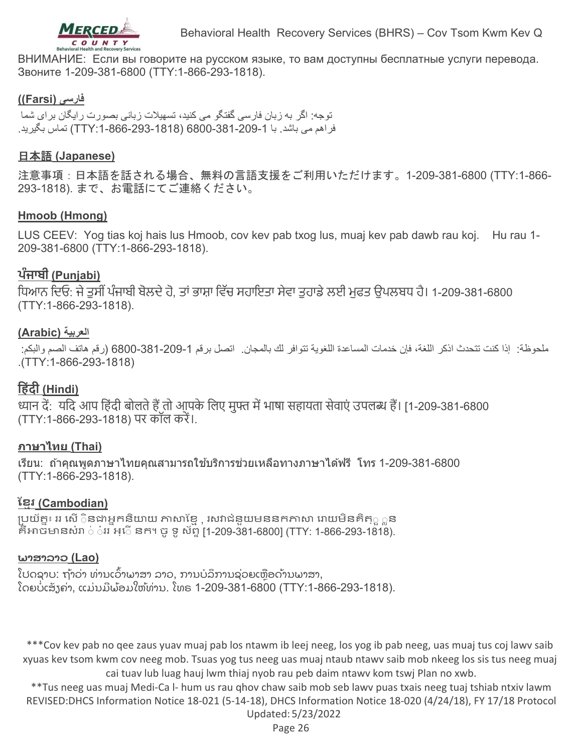ВНИМАНИЕ: Если вы говорите на русском языке, то вам доступны бесплатные услуги перевода. Звоните 1-209-381-6800 (TTY:1-866-293-1818).

**فارسی (Farsi))**

توجه: اگر به زبان فارسی گفتگو می کنید، تسهیلات زبانی بصورت رایگان برای شما فراهم می باشد. با 1-209-381-6800 (TTY:1-866-293-1818) تماس بگیرید.

**日本語 (Japanese)**

注意事項：日本語を話される場合、無料の言語支援をご利用いただけます。1-209-381-6800 (TTY:1-866-293-1818). まで、お電話にてご連絡ください。

**Hmoob (Hmong)**

LUS CEEV: Yog tias koj hais lus Hmoob, cov kev pab txog lus, muaj kev pab dawb rau koj. Hu rau 1-209-381-6800 (TTY:1-866-293-1818).

**ਪੰਜਾਬੀ (Punjabi)**

ਧਿਆਨ ਦਿਓ: ਜੇ ਤੁਸੀਂ ਪੰਜਾਬੀ ਬੋਲਦੇ ਹੋ, ਤਾਂ ਭਾਸ਼ਾ ਵਿੱਚ ਸਹਾਇਤਾ ਸੇਵਾ ਤੁਹਾਡੇ ਲਈ ਮੁਫਤ ਉਪਲਬਧ ਹੈ। 1-209-381-6800 (TTY:1-866-293-1818).

**العربية (Arabic)**

ملحوظة: إذا كنت تتحدث اذكر اللغة، فإن خدمات المساعدة اللغوية تتوافر لك بالمجان. اتصل برقم 1-209-381-6800 (رقم هاتف الصم والبكم: TTY:1-866-293-1818).

**हिंदी (Hindi)**

ध्यान दें: यदि आप हिंदी बोलते हैं तो आपके लिए मुफ्त में भाषा सहायता सेवाएं उपलब्ध हैं। [1-209-381-6800 (TTY:1-866-293-1818) पर कॉल करें।

**ภาษาไทย (Thai)**

เรียน: ถ้าคุณพูดภาษาไทยคุณสามารถใช้บริการช่วยเหลือทางภาษาได้ฟรี โทร 1-209-381-6800 (TTY:1-866-293-1818).

**ខ្មែរ (Cambodian)**

ប្រយ័ត្ន៖ ររ សើ ិនជាអ្នកនិយាយ ភាសាខ្មែ , រសវាជំនួយមននកភាសា រោយមិនគិត្្ួ ួន គឺអាចមានសំរា ់ ំររ អ្ើ នក។ ចូ ទូ ស័ព្ទ [1-209-381-6800] (TTY: 1-866-293-1818).

**ພາສາລາວ (Lao)**

ໂປດຊາບ: ຖ້າວ່າ ທ່ານເວົ້າພາສາ ລາວ, ການບໍລິການຊ່ວຍເຫຼືອດ້ານພາສາ, ໂດຍບໍ່ເສັງຄ່າ, ແມ່ນມີພ້ອມໃຫ້ທ່ານ. ໂທຣ 1-209-381-6800 (TTY:1-866-293-1818).

***Cov kev pab no qee zaus yuav muaj pab los ntawm ib leej neeg, los yog ib pab neeg, uas muaj tus coj lawv saib xyuas kev tsom kwm cov neeg mob. Tsuas yog tus neeg uas muaj ntaub ntawv saib mob nkeeg los sis tus neeg muaj cai tuav lub luag hauj lwm thiaj nyob rau peb daim ntawv kom tswj Plan no xwb.

**Tus neeg uas muaj Medi-Ca l- hum us rau qhov chaw saib mob seb lawv puas txais neeg tuaj tshiab ntxiv lawm

REVISED:DHCS Information Notice 18-021 (5-14-18), DHCS Information Notice 18-020 (4/24/18), FY 17/18 Protocol Updated: 5/23/2022